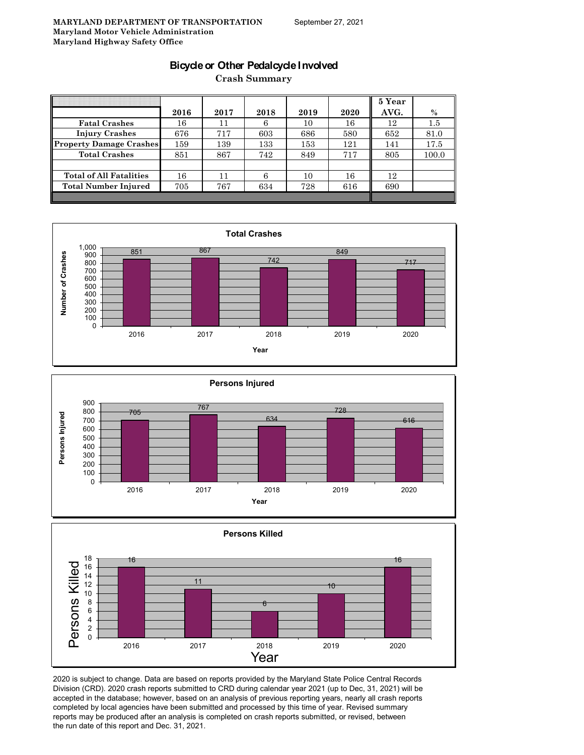**MARYLAND DEPARTMENT OF TRANSPORTATION**
**Maryland Motor Vehicle Administration**
**Maryland Highway Safety Office**

September 27, 2021

# Bicycle or Other Pedalcycle Involved

## Crash Summary

| | 2016 | 2017 | 2018 | 2019 | 2020 | 5 Year AVG. | % |
|---|---|---|---|---|---|---|---|
| Fatal Crashes | 16 | 11 | 6 | 10 | 16 | 12 | 1.5 |
| Injury Crashes | 676 | 717 | 603 | 686 | 580 | 652 | 81.0 |
| Property Damage Crashes | 159 | 139 | 133 | 153 | 121 | 141 | 17.5 |
| Total Crashes | 851 | 867 | 742 | 849 | 717 | 805 | 100.0 |
| | | | | | | | |
| Total of All Fatalities | 16 | 11 | 6 | 10 | 16 | 12 | |
| Total Number Injured | 705 | 767 | 634 | 728 | 616 | 690 | |

**Total Crashes**

| Year | Number of Crashes |
|---|---|
| 2016 | 851 |
| 2017 | 867 |
| 2018 | 742 |
| 2019 | 849 |
| 2020 | 717 |

**Persons Injured**

| Year | Persons Injured |
|---|---|
| 2016 | 705 |
| 2017 | 767 |
| 2018 | 634 |
| 2019 | 728 |
| 2020 | 616 |

**Persons Killed**

| Year | Persons Killed |
|---|---|
| 2016 | 16 |
| 2017 | 11 |
| 2018 | 6 |
| 2019 | 10 |
| 2020 | 16 |

2020 is subject to change. Data are based on reports provided by the Maryland State Police Central Records Division (CRD). 2020 crash reports submitted to CRD during calendar year 2021 (up to Dec, 31, 2021) will be accepted in the database; however, based on an analysis of previous reporting years, nearly all crash reports completed by local agencies have been submitted and processed by this time of year. Revised summary reports may be produced after an analysis is completed on crash reports submitted, or revised, between the run date of this report and Dec. 31, 2021.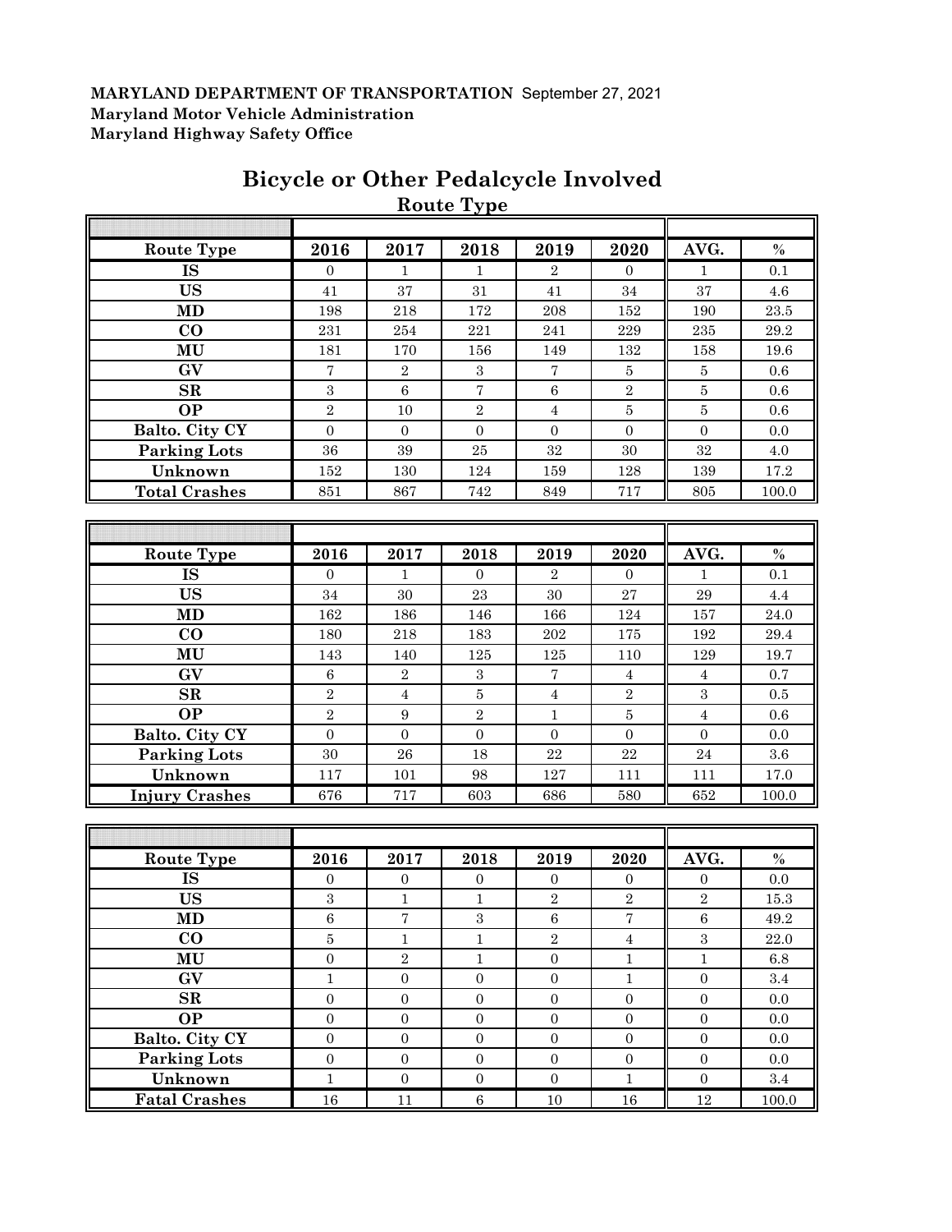**MARYLAND DEPARTMENT OF TRANSPORTATION** September 27, 2021
**Maryland Motor Vehicle Administration**
**Maryland Highway Safety Office**

# Bicycle or Other Pedalcycle Involved

## Route Type

| Route Type | 2016 | 2017 | 2018 | 2019 | 2020 | AVG. | % |
|---|---|---|---|---|---|---|---|
| IS | 0 | 1 | 1 | 2 | 0 | 1 | 0.1 |
| US | 41 | 37 | 31 | 41 | 34 | 37 | 4.6 |
| MD | 198 | 218 | 172 | 208 | 152 | 190 | 23.5 |
| CO | 231 | 254 | 221 | 241 | 229 | 235 | 29.2 |
| MU | 181 | 170 | 156 | 149 | 132 | 158 | 19.6 |
| GV | 7 | 2 | 3 | 7 | 5 | 5 | 0.6 |
| SR | 3 | 6 | 7 | 6 | 2 | 5 | 0.6 |
| OP | 2 | 10 | 2 | 4 | 5 | 5 | 0.6 |
| Balto. City CY | 0 | 0 | 0 | 0 | 0 | 0 | 0.0 |
| Parking Lots | 36 | 39 | 25 | 32 | 30 | 32 | 4.0 |
| Unknown | 152 | 130 | 124 | 159 | 128 | 139 | 17.2 |
| **Total Crashes** | 851 | 867 | 742 | 849 | 717 | 805 | 100.0 |

| Route Type | 2016 | 2017 | 2018 | 2019 | 2020 | AVG. | % |
|---|---|---|---|---|---|---|---|
| IS | 0 | 1 | 0 | 2 | 0 | 1 | 0.1 |
| US | 34 | 30 | 23 | 30 | 27 | 29 | 4.4 |
| MD | 162 | 186 | 146 | 166 | 124 | 157 | 24.0 |
| CO | 180 | 218 | 183 | 202 | 175 | 192 | 29.4 |
| MU | 143 | 140 | 125 | 125 | 110 | 129 | 19.7 |
| GV | 6 | 2 | 3 | 7 | 4 | 4 | 0.7 |
| SR | 2 | 4 | 5 | 4 | 2 | 3 | 0.5 |
| OP | 2 | 9 | 2 | 1 | 5 | 4 | 0.6 |
| Balto. City CY | 0 | 0 | 0 | 0 | 0 | 0 | 0.0 |
| Parking Lots | 30 | 26 | 18 | 22 | 22 | 24 | 3.6 |
| Unknown | 117 | 101 | 98 | 127 | 111 | 111 | 17.0 |
| **Injury Crashes** | 676 | 717 | 603 | 686 | 580 | 652 | 100.0 |

| Route Type | 2016 | 2017 | 2018 | 2019 | 2020 | AVG. | % |
|---|---|---|---|---|---|---|---|
| IS | 0 | 0 | 0 | 0 | 0 | 0 | 0.0 |
| US | 3 | 1 | 1 | 2 | 2 | 2 | 15.3 |
| MD | 6 | 7 | 3 | 6 | 7 | 6 | 49.2 |
| CO | 5 | 1 | 1 | 2 | 4 | 3 | 22.0 |
| MU | 0 | 2 | 1 | 0 | 1 | 1 | 6.8 |
| GV | 1 | 0 | 0 | 0 | 1 | 0 | 3.4 |
| SR | 0 | 0 | 0 | 0 | 0 | 0 | 0.0 |
| OP | 0 | 0 | 0 | 0 | 0 | 0 | 0.0 |
| Balto. City CY | 0 | 0 | 0 | 0 | 0 | 0 | 0.0 |
| Parking Lots | 0 | 0 | 0 | 0 | 0 | 0 | 0.0 |
| Unknown | 1 | 0 | 0 | 0 | 1 | 0 | 3.4 |
| **Fatal Crashes** | 16 | 11 | 6 | 10 | 16 | 12 | 100.0 |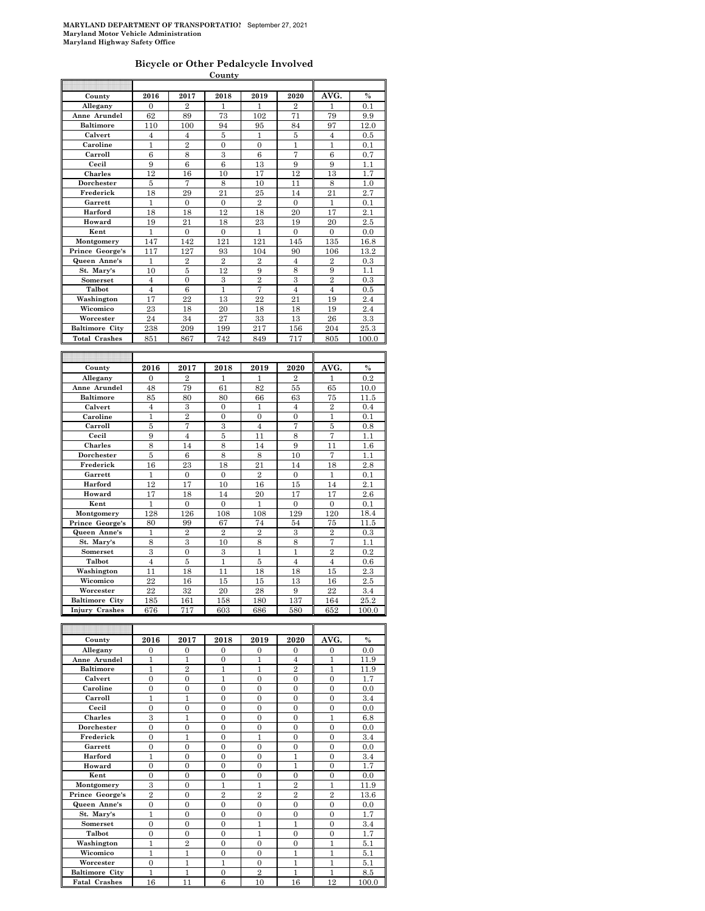MARYLAND DEPARTMENT OF TRANSPORTATION September 27, 2021
Maryland Motor Vehicle Administration
Maryland Highway Safety Office

## Bicycle or Other Pedalcycle Involved

County

| County | 2016 | 2017 | 2018 | 2019 | 2020 | AVG. | % |
|---|---|---|---|---|---|---|---|
| Allegany | 0 | 2 | 1 | 1 | 2 | 1 | 0.1 |
| Anne Arundel | 62 | 89 | 73 | 102 | 71 | 79 | 9.9 |
| Baltimore | 110 | 100 | 94 | 95 | 84 | 97 | 12.0 |
| Calvert | 4 | 4 | 5 | 1 | 5 | 4 | 0.5 |
| Caroline | 1 | 2 | 0 | 0 | 1 | 1 | 0.1 |
| Carroll | 6 | 8 | 3 | 6 | 7 | 6 | 0.7 |
| Cecil | 9 | 6 | 6 | 13 | 9 | 9 | 1.1 |
| Charles | 12 | 16 | 10 | 17 | 12 | 13 | 1.7 |
| Dorchester | 5 | 7 | 8 | 10 | 11 | 8 | 1.0 |
| Frederick | 18 | 29 | 21 | 25 | 14 | 21 | 2.7 |
| Garrett | 1 | 0 | 0 | 2 | 0 | 1 | 0.1 |
| Harford | 18 | 18 | 12 | 18 | 20 | 17 | 2.1 |
| Howard | 19 | 21 | 18 | 23 | 19 | 20 | 2.5 |
| Kent | 1 | 0 | 0 | 1 | 0 | 0 | 0.0 |
| Montgomery | 147 | 142 | 121 | 121 | 145 | 135 | 16.8 |
| Prince George's | 117 | 127 | 93 | 104 | 90 | 106 | 13.2 |
| Queen Anne's | 1 | 2 | 2 | 2 | 4 | 2 | 0.3 |
| St. Mary's | 10 | 5 | 12 | 9 | 8 | 9 | 1.1 |
| Somerset | 4 | 0 | 3 | 2 | 3 | 2 | 0.3 |
| Talbot | 4 | 6 | 1 | 7 | 4 | 4 | 0.5 |
| Washington | 17 | 22 | 13 | 22 | 21 | 19 | 2.4 |
| Wicomico | 23 | 18 | 20 | 18 | 18 | 19 | 2.4 |
| Worcester | 24 | 34 | 27 | 33 | 13 | 26 | 3.3 |
| Baltimore City | 238 | 209 | 199 | 217 | 156 | 204 | 25.3 |
| Total Crashes | 851 | 867 | 742 | 849 | 717 | 805 | 100.0 |

| County | 2016 | 2017 | 2018 | 2019 | 2020 | AVG. | % |
|---|---|---|---|---|---|---|---|
| Allegany | 0 | 2 | 1 | 1 | 2 | 1 | 0.2 |
| Anne Arundel | 48 | 79 | 61 | 82 | 55 | 65 | 10.0 |
| Baltimore | 85 | 80 | 80 | 66 | 63 | 75 | 11.5 |
| Calvert | 4 | 3 | 0 | 1 | 4 | 2 | 0.4 |
| Caroline | 1 | 2 | 0 | 0 | 0 | 1 | 0.1 |
| Carroll | 5 | 7 | 3 | 4 | 7 | 5 | 0.8 |
| Cecil | 9 | 4 | 5 | 11 | 8 | 7 | 1.1 |
| Charles | 8 | 14 | 8 | 14 | 9 | 11 | 1.6 |
| Dorchester | 5 | 6 | 8 | 8 | 10 | 7 | 1.1 |
| Frederick | 16 | 23 | 18 | 21 | 14 | 18 | 2.8 |
| Garrett | 1 | 0 | 0 | 2 | 0 | 1 | 0.1 |
| Harford | 12 | 17 | 10 | 16 | 15 | 14 | 2.1 |
| Howard | 17 | 18 | 14 | 20 | 17 | 17 | 2.6 |
| Kent | 1 | 0 | 0 | 1 | 0 | 0 | 0.1 |
| Montgomery | 128 | 126 | 108 | 108 | 129 | 120 | 18.4 |
| Prince George's | 80 | 99 | 67 | 74 | 54 | 75 | 11.5 |
| Queen Anne's | 1 | 2 | 2 | 2 | 3 | 2 | 0.3 |
| St. Mary's | 8 | 3 | 10 | 8 | 8 | 7 | 1.1 |
| Somerset | 3 | 0 | 3 | 1 | 1 | 2 | 0.2 |
| Talbot | 4 | 5 | 1 | 5 | 4 | 4 | 0.6 |
| Washington | 11 | 18 | 11 | 18 | 18 | 15 | 2.3 |
| Wicomico | 22 | 16 | 15 | 15 | 13 | 16 | 2.5 |
| Worcester | 22 | 32 | 20 | 28 | 9 | 22 | 3.4 |
| Baltimore City | 185 | 161 | 158 | 180 | 137 | 164 | 25.2 |
| Injury Crashes | 676 | 717 | 603 | 686 | 580 | 652 | 100.0 |

| County | 2016 | 2017 | 2018 | 2019 | 2020 | AVG. | % |
|---|---|---|---|---|---|---|---|
| Allegany | 0 | 0 | 0 | 0 | 0 | 0 | 0.0 |
| Anne Arundel | 1 | 1 | 0 | 1 | 4 | 1 | 11.9 |
| Baltimore | 1 | 2 | 1 | 1 | 2 | 1 | 11.9 |
| Calvert | 0 | 0 | 1 | 0 | 0 | 0 | 1.7 |
| Caroline | 0 | 0 | 0 | 0 | 0 | 0 | 0.0 |
| Carroll | 1 | 1 | 0 | 0 | 0 | 0 | 3.4 |
| Cecil | 0 | 0 | 0 | 0 | 0 | 0 | 0.0 |
| Charles | 3 | 1 | 0 | 0 | 0 | 1 | 6.8 |
| Dorchester | 0 | 0 | 0 | 0 | 0 | 0 | 0.0 |
| Frederick | 0 | 1 | 0 | 1 | 0 | 0 | 3.4 |
| Garrett | 0 | 0 | 0 | 0 | 0 | 0 | 0.0 |
| Harford | 1 | 0 | 0 | 0 | 1 | 0 | 3.4 |
| Howard | 0 | 0 | 0 | 0 | 1 | 0 | 1.7 |
| Kent | 0 | 0 | 0 | 0 | 0 | 0 | 0.0 |
| Montgomery | 3 | 0 | 1 | 1 | 2 | 1 | 11.9 |
| Prince George's | 2 | 0 | 2 | 2 | 2 | 2 | 13.6 |
| Queen Anne's | 0 | 0 | 0 | 0 | 0 | 0 | 0.0 |
| St. Mary's | 1 | 0 | 0 | 0 | 0 | 0 | 1.7 |
| Somerset | 0 | 0 | 0 | 1 | 1 | 0 | 3.4 |
| Talbot | 0 | 0 | 0 | 1 | 0 | 0 | 1.7 |
| Washington | 1 | 2 | 0 | 0 | 0 | 1 | 5.1 |
| Wicomico | 1 | 1 | 0 | 0 | 1 | 1 | 5.1 |
| Worcester | 0 | 1 | 1 | 0 | 1 | 1 | 5.1 |
| Baltimore City | 1 | 1 | 0 | 2 | 1 | 1 | 8.5 |
| Fatal Crashes | 16 | 11 | 6 | 10 | 16 | 12 | 100.0 |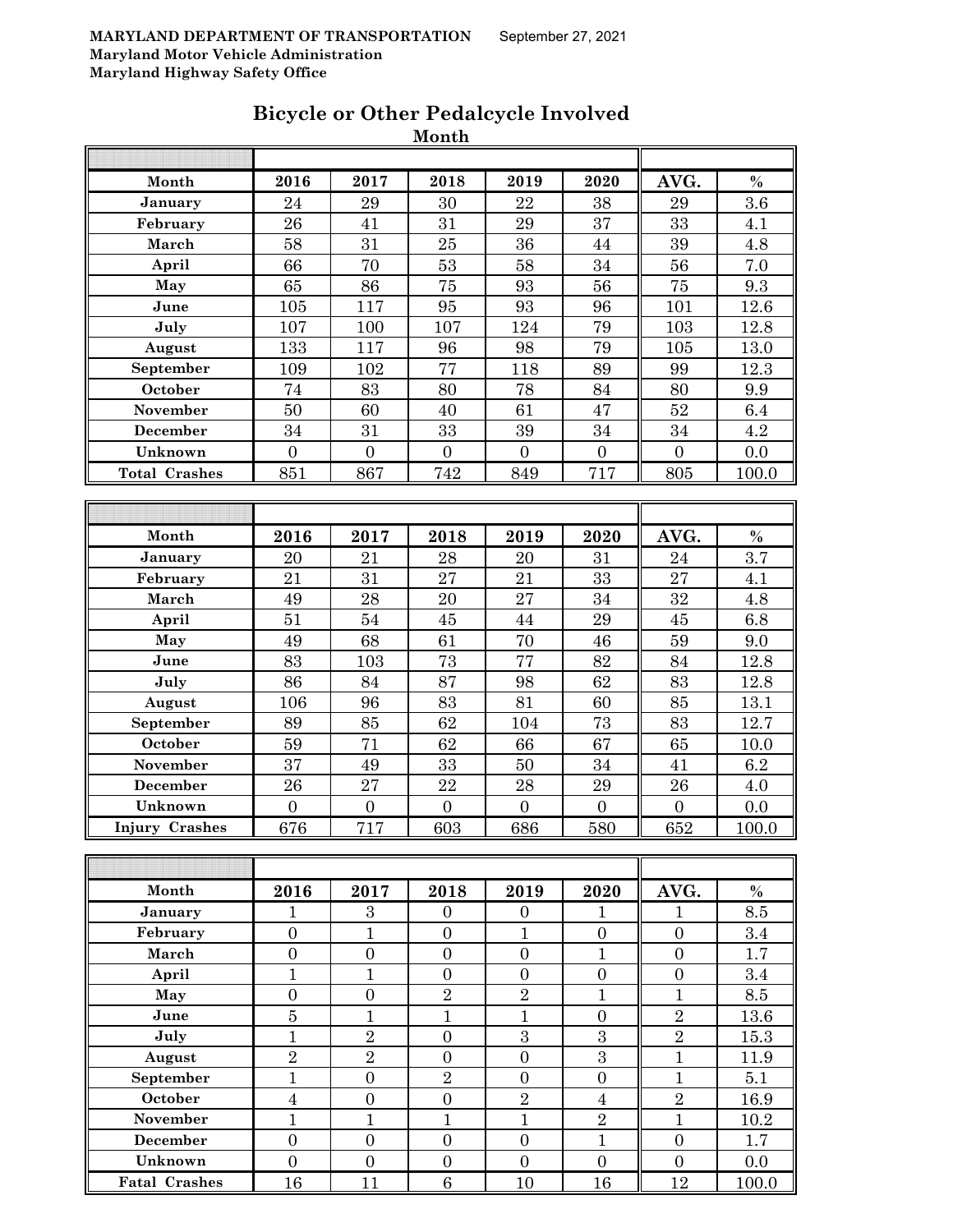MARYLAND DEPARTMENT OF TRANSPORTATION September 27, 2021
Maryland Motor Vehicle Administration
Maryland Highway Safety Office

# Bicycle or Other Pedalcycle Involved

## Month

| Month | 2016 | 2017 | 2018 | 2019 | 2020 | AVG. | % |
|---|---|---|---|---|---|---|---|
| January | 24 | 29 | 30 | 22 | 38 | 29 | 3.6 |
| February | 26 | 41 | 31 | 29 | 37 | 33 | 4.1 |
| March | 58 | 31 | 25 | 36 | 44 | 39 | 4.8 |
| April | 66 | 70 | 53 | 58 | 34 | 56 | 7.0 |
| May | 65 | 86 | 75 | 93 | 56 | 75 | 9.3 |
| June | 105 | 117 | 95 | 93 | 96 | 101 | 12.6 |
| July | 107 | 100 | 107 | 124 | 79 | 103 | 12.8 |
| August | 133 | 117 | 96 | 98 | 79 | 105 | 13.0 |
| September | 109 | 102 | 77 | 118 | 89 | 99 | 12.3 |
| October | 74 | 83 | 80 | 78 | 84 | 80 | 9.9 |
| November | 50 | 60 | 40 | 61 | 47 | 52 | 6.4 |
| December | 34 | 31 | 33 | 39 | 34 | 34 | 4.2 |
| Unknown | 0 | 0 | 0 | 0 | 0 | 0 | 0.0 |
| Total Crashes | 851 | 867 | 742 | 849 | 717 | 805 | 100.0 |

| Month | 2016 | 2017 | 2018 | 2019 | 2020 | AVG. | % |
|---|---|---|---|---|---|---|---|
| January | 20 | 21 | 28 | 20 | 31 | 24 | 3.7 |
| February | 21 | 31 | 27 | 21 | 33 | 27 | 4.1 |
| March | 49 | 28 | 20 | 27 | 34 | 32 | 4.8 |
| April | 51 | 54 | 45 | 44 | 29 | 45 | 6.8 |
| May | 49 | 68 | 61 | 70 | 46 | 59 | 9.0 |
| June | 83 | 103 | 73 | 77 | 82 | 84 | 12.8 |
| July | 86 | 84 | 87 | 98 | 62 | 83 | 12.8 |
| August | 106 | 96 | 83 | 81 | 60 | 85 | 13.1 |
| September | 89 | 85 | 62 | 104 | 73 | 83 | 12.7 |
| October | 59 | 71 | 62 | 66 | 67 | 65 | 10.0 |
| November | 37 | 49 | 33 | 50 | 34 | 41 | 6.2 |
| December | 26 | 27 | 22 | 28 | 29 | 26 | 4.0 |
| Unknown | 0 | 0 | 0 | 0 | 0 | 0 | 0.0 |
| Injury Crashes | 676 | 717 | 603 | 686 | 580 | 652 | 100.0 |

| Month | 2016 | 2017 | 2018 | 2019 | 2020 | AVG. | % |
|---|---|---|---|---|---|---|---|
| January | 1 | 3 | 0 | 0 | 1 | 1 | 8.5 |
| February | 0 | 1 | 0 | 1 | 0 | 0 | 3.4 |
| March | 0 | 0 | 0 | 0 | 1 | 0 | 1.7 |
| April | 1 | 1 | 0 | 0 | 0 | 0 | 3.4 |
| May | 0 | 0 | 2 | 2 | 1 | 1 | 8.5 |
| June | 5 | 1 | 1 | 1 | 0 | 2 | 13.6 |
| July | 1 | 2 | 0 | 3 | 3 | 2 | 15.3 |
| August | 2 | 2 | 0 | 0 | 3 | 1 | 11.9 |
| September | 1 | 0 | 2 | 0 | 0 | 1 | 5.1 |
| October | 4 | 0 | 0 | 2 | 4 | 2 | 16.9 |
| November | 1 | 1 | 1 | 1 | 2 | 1 | 10.2 |
| December | 0 | 0 | 0 | 0 | 1 | 0 | 1.7 |
| Unknown | 0 | 0 | 0 | 0 | 0 | 0 | 0.0 |
| Fatal Crashes | 16 | 11 | 6 | 10 | 16 | 12 | 100.0 |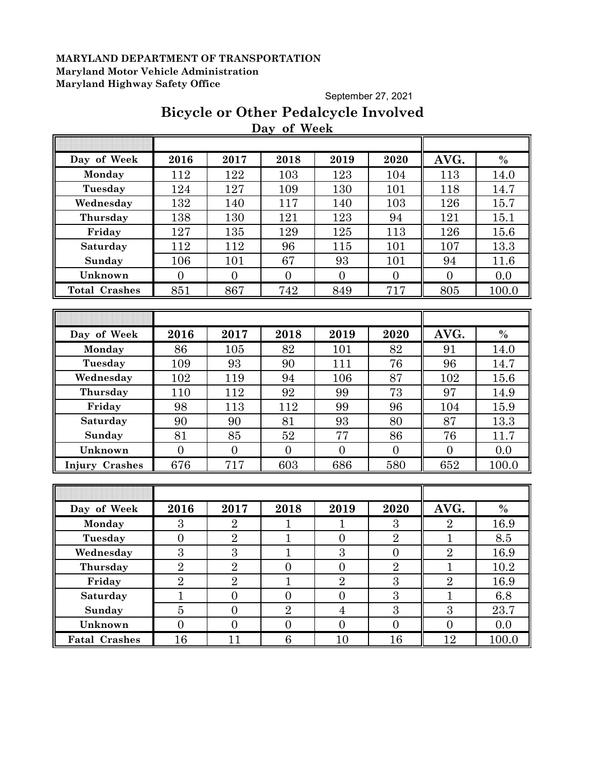**MARYLAND DEPARTMENT OF TRANSPORTATION**
**Maryland Motor Vehicle Administration**
**Maryland Highway Safety Office**

September 27, 2021

# Bicycle or Other Pedalcycle Involved

## Day of Week

| Day of Week | 2016 | 2017 | 2018 | 2019 | 2020 | AVG. | % |
|---|---|---|---|---|---|---|---|
| Monday | 112 | 122 | 103 | 123 | 104 | 113 | 14.0 |
| Tuesday | 124 | 127 | 109 | 130 | 101 | 118 | 14.7 |
| Wednesday | 132 | 140 | 117 | 140 | 103 | 126 | 15.7 |
| Thursday | 138 | 130 | 121 | 123 | 94 | 121 | 15.1 |
| Friday | 127 | 135 | 129 | 125 | 113 | 126 | 15.6 |
| Saturday | 112 | 112 | 96 | 115 | 101 | 107 | 13.3 |
| Sunday | 106 | 101 | 67 | 93 | 101 | 94 | 11.6 |
| Unknown | 0 | 0 | 0 | 0 | 0 | 0 | 0.0 |
| Total Crashes | 851 | 867 | 742 | 849 | 717 | 805 | 100.0 |

| Day of Week | 2016 | 2017 | 2018 | 2019 | 2020 | AVG. | % |
|---|---|---|---|---|---|---|---|
| Monday | 86 | 105 | 82 | 101 | 82 | 91 | 14.0 |
| Tuesday | 109 | 93 | 90 | 111 | 76 | 96 | 14.7 |
| Wednesday | 102 | 119 | 94 | 106 | 87 | 102 | 15.6 |
| Thursday | 110 | 112 | 92 | 99 | 73 | 97 | 14.9 |
| Friday | 98 | 113 | 112 | 99 | 96 | 104 | 15.9 |
| Saturday | 90 | 90 | 81 | 93 | 80 | 87 | 13.3 |
| Sunday | 81 | 85 | 52 | 77 | 86 | 76 | 11.7 |
| Unknown | 0 | 0 | 0 | 0 | 0 | 0 | 0.0 |
| Injury Crashes | 676 | 717 | 603 | 686 | 580 | 652 | 100.0 |

| Day of Week | 2016 | 2017 | 2018 | 2019 | 2020 | AVG. | % |
|---|---|---|---|---|---|---|---|
| Monday | 3 | 2 | 1 | 1 | 3 | 2 | 16.9 |
| Tuesday | 0 | 2 | 1 | 0 | 2 | 1 | 8.5 |
| Wednesday | 3 | 3 | 1 | 3 | 0 | 2 | 16.9 |
| Thursday | 2 | 2 | 0 | 0 | 2 | 1 | 10.2 |
| Friday | 2 | 2 | 1 | 2 | 3 | 2 | 16.9 |
| Saturday | 1 | 0 | 0 | 0 | 3 | 1 | 6.8 |
| Sunday | 5 | 0 | 2 | 4 | 3 | 3 | 23.7 |
| Unknown | 0 | 0 | 0 | 0 | 0 | 0 | 0.0 |
| Fatal Crashes | 16 | 11 | 6 | 10 | 16 | 12 | 100.0 |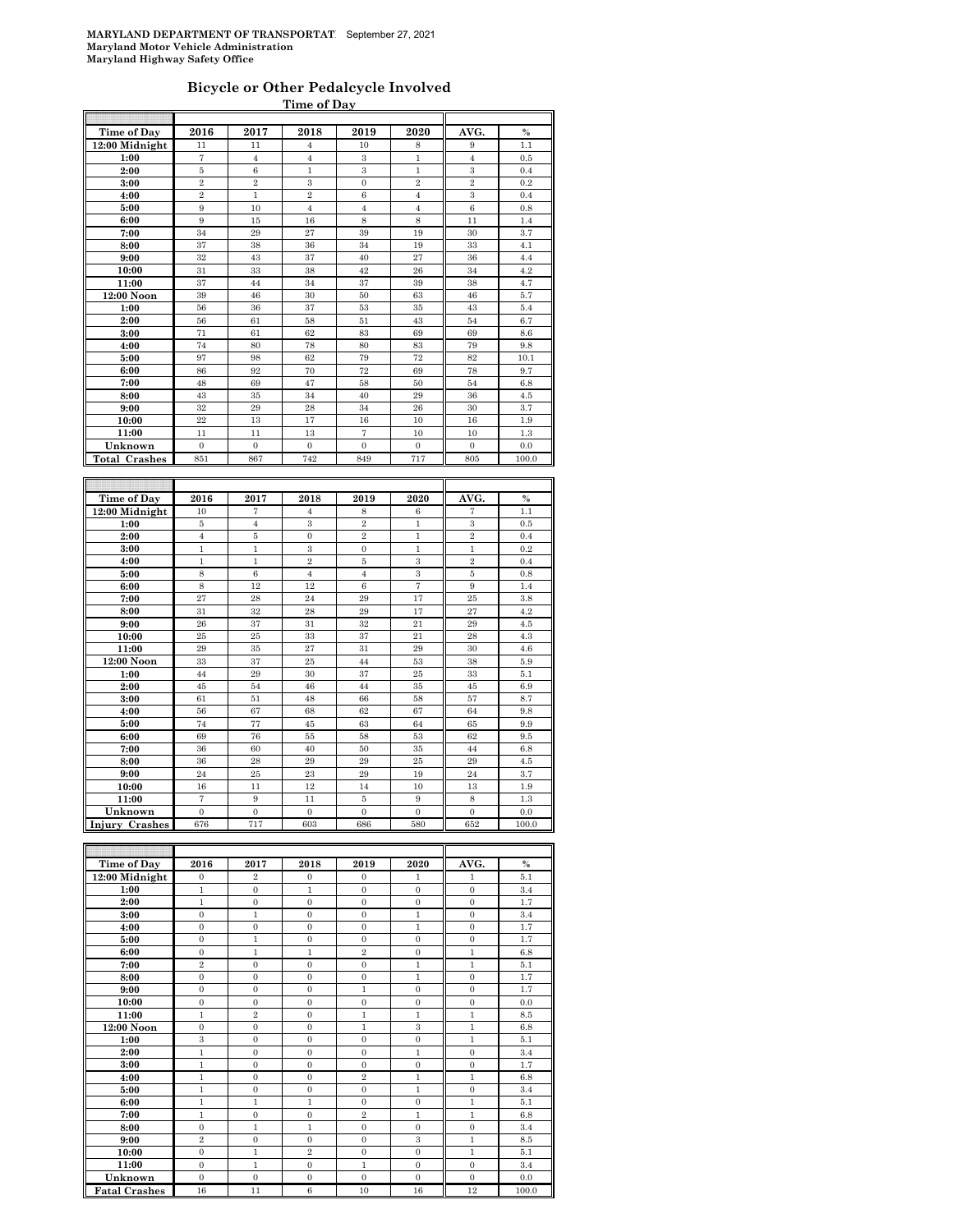MARYLAND DEPARTMENT OF TRANSPORTATION September 27, 2021
Maryland Motor Vehicle Administration
Maryland Highway Safety Office

## Bicycle or Other Pedalcycle Involved

### Time of Day

| Time of Day | 2016 | 2017 | 2018 | 2019 | 2020 | AVG. | % |
|---|---|---|---|---|---|---|---|
| 12:00 Midnight | 11 | 11 | 4 | 10 | 8 | 9 | 1.1 |
| 1:00 | 7 | 4 | 4 | 3 | 1 | 4 | 0.5 |
| 2:00 | 5 | 6 | 1 | 3 | 1 | 3 | 0.4 |
| 3:00 | 2 | 2 | 3 | 0 | 2 | 2 | 0.2 |
| 4:00 | 2 | 1 | 2 | 6 | 4 | 3 | 0.4 |
| 5:00 | 9 | 10 | 4 | 4 | 4 | 6 | 0.8 |
| 6:00 | 9 | 15 | 16 | 8 | 8 | 11 | 1.4 |
| 7:00 | 34 | 29 | 27 | 39 | 19 | 30 | 3.7 |
| 8:00 | 37 | 38 | 36 | 34 | 19 | 33 | 4.1 |
| 9:00 | 32 | 43 | 37 | 40 | 27 | 36 | 4.4 |
| 10:00 | 31 | 33 | 38 | 42 | 26 | 34 | 4.2 |
| 11:00 | 37 | 44 | 34 | 37 | 39 | 38 | 4.7 |
| 12:00 Noon | 39 | 46 | 30 | 50 | 63 | 46 | 5.7 |
| 1:00 | 56 | 36 | 37 | 53 | 35 | 43 | 5.4 |
| 2:00 | 56 | 61 | 58 | 51 | 43 | 54 | 6.7 |
| 3:00 | 71 | 61 | 62 | 83 | 69 | 69 | 8.6 |
| 4:00 | 74 | 80 | 78 | 80 | 83 | 79 | 9.8 |
| 5:00 | 97 | 98 | 62 | 79 | 72 | 82 | 10.1 |
| 6:00 | 86 | 92 | 70 | 72 | 69 | 78 | 9.7 |
| 7:00 | 48 | 69 | 47 | 58 | 50 | 54 | 6.8 |
| 8:00 | 43 | 35 | 34 | 40 | 29 | 36 | 4.5 |
| 9:00 | 32 | 29 | 28 | 34 | 26 | 30 | 3.7 |
| 10:00 | 22 | 13 | 17 | 16 | 10 | 16 | 1.9 |
| 11:00 | 11 | 11 | 13 | 7 | 10 | 10 | 1.3 |
| Unknown | 0 | 0 | 0 | 0 | 0 | 0 | 0.0 |
| **Total Crashes** | 851 | 867 | 742 | 849 | 717 | 805 | 100.0 |

| Time of Day | 2016 | 2017 | 2018 | 2019 | 2020 | AVG. | % |
|---|---|---|---|---|---|---|---|
| 12:00 Midnight | 10 | 7 | 4 | 8 | 6 | 7 | 1.1 |
| 1:00 | 5 | 4 | 3 | 2 | 1 | 3 | 0.5 |
| 2:00 | 4 | 5 | 0 | 2 | 1 | 2 | 0.4 |
| 3:00 | 1 | 1 | 3 | 0 | 1 | 1 | 0.2 |
| 4:00 | 1 | 1 | 2 | 5 | 3 | 2 | 0.4 |
| 5:00 | 8 | 6 | 4 | 4 | 3 | 5 | 0.8 |
| 6:00 | 8 | 12 | 12 | 6 | 7 | 9 | 1.4 |
| 7:00 | 27 | 28 | 24 | 29 | 17 | 25 | 3.8 |
| 8:00 | 31 | 32 | 28 | 29 | 17 | 27 | 4.2 |
| 9:00 | 26 | 37 | 31 | 32 | 21 | 29 | 4.5 |
| 10:00 | 25 | 25 | 33 | 37 | 21 | 28 | 4.3 |
| 11:00 | 29 | 35 | 27 | 31 | 29 | 30 | 4.6 |
| 12:00 Noon | 33 | 37 | 25 | 44 | 53 | 38 | 5.9 |
| 1:00 | 44 | 29 | 30 | 37 | 25 | 33 | 5.1 |
| 2:00 | 45 | 54 | 46 | 44 | 35 | 45 | 6.9 |
| 3:00 | 61 | 51 | 48 | 66 | 58 | 57 | 8.7 |
| 4:00 | 56 | 67 | 68 | 62 | 67 | 64 | 9.8 |
| 5:00 | 74 | 77 | 45 | 63 | 64 | 65 | 9.9 |
| 6:00 | 69 | 76 | 55 | 58 | 53 | 62 | 9.5 |
| 7:00 | 36 | 60 | 40 | 50 | 35 | 44 | 6.8 |
| 8:00 | 36 | 28 | 29 | 29 | 25 | 29 | 4.5 |
| 9:00 | 24 | 25 | 23 | 29 | 19 | 24 | 3.7 |
| 10:00 | 16 | 11 | 12 | 14 | 10 | 13 | 1.9 |
| 11:00 | 7 | 9 | 11 | 5 | 9 | 8 | 1.3 |
| Unknown | 0 | 0 | 0 | 0 | 0 | 0 | 0.0 |
| **Injury Crashes** | 676 | 717 | 603 | 686 | 580 | 652 | 100.0 |

| Time of Day | 2016 | 2017 | 2018 | 2019 | 2020 | AVG. | % |
|---|---|---|---|---|---|---|---|
| 12:00 Midnight | 0 | 2 | 0 | 0 | 1 | 1 | 5.1 |
| 1:00 | 1 | 0 | 1 | 0 | 0 | 0 | 3.4 |
| 2:00 | 1 | 0 | 0 | 0 | 0 | 0 | 1.7 |
| 3:00 | 0 | 1 | 0 | 0 | 1 | 0 | 3.4 |
| 4:00 | 0 | 0 | 0 | 0 | 1 | 0 | 1.7 |
| 5:00 | 0 | 1 | 0 | 0 | 0 | 0 | 1.7 |
| 6:00 | 0 | 1 | 1 | 2 | 0 | 1 | 6.8 |
| 7:00 | 2 | 0 | 0 | 0 | 1 | 1 | 5.1 |
| 8:00 | 0 | 0 | 0 | 0 | 1 | 0 | 1.7 |
| 9:00 | 0 | 0 | 0 | 1 | 0 | 0 | 1.7 |
| 10:00 | 0 | 0 | 0 | 0 | 0 | 0 | 0.0 |
| 11:00 | 1 | 2 | 0 | 1 | 1 | 1 | 8.5 |
| 12:00 Noon | 0 | 0 | 0 | 1 | 3 | 1 | 6.8 |
| 1:00 | 3 | 0 | 0 | 0 | 0 | 1 | 5.1 |
| 2:00 | 1 | 0 | 0 | 0 | 1 | 0 | 3.4 |
| 3:00 | 1 | 0 | 0 | 0 | 0 | 0 | 1.7 |
| 4:00 | 1 | 0 | 0 | 2 | 1 | 1 | 6.8 |
| 5:00 | 1 | 0 | 0 | 0 | 1 | 0 | 3.4 |
| 6:00 | 1 | 1 | 1 | 0 | 0 | 1 | 5.1 |
| 7:00 | 1 | 0 | 0 | 2 | 1 | 1 | 6.8 |
| 8:00 | 0 | 1 | 1 | 0 | 0 | 0 | 3.4 |
| 9:00 | 2 | 0 | 0 | 0 | 3 | 1 | 8.5 |
| 10:00 | 0 | 1 | 2 | 0 | 0 | 1 | 5.1 |
| 11:00 | 0 | 1 | 0 | 1 | 0 | 0 | 3.4 |
| Unknown | 0 | 0 | 0 | 0 | 0 | 0 | 0.0 |
| **Fatal Crashes** | 16 | 11 | 6 | 10 | 16 | 12 | 100.0 |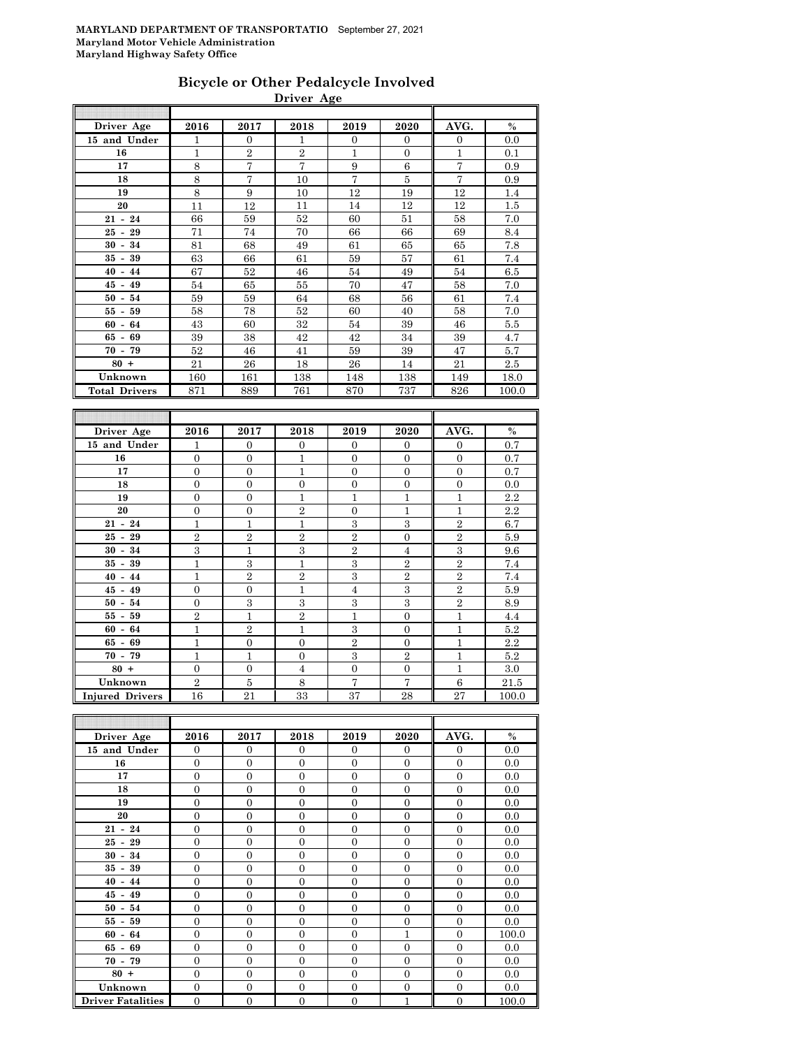**MARYLAND DEPARTMENT OF TRANSPORTATIO** September 27, 2021
**Maryland Motor Vehicle Administration**
**Maryland Highway Safety Office**

## Bicycle or Other Pedalcycle Involved

### Driver Age

| Driver Age | 2016 | 2017 | 2018 | 2019 | 2020 | AVG. | % |
|---|---|---|---|---|---|---|---|
| 15 and Under | 1 | 0 | 1 | 0 | 0 | 0 | 0.0 |
| 16 | 1 | 2 | 2 | 1 | 0 | 1 | 0.1 |
| 17 | 8 | 7 | 7 | 9 | 6 | 7 | 0.9 |
| 18 | 8 | 7 | 10 | 7 | 5 | 7 | 0.9 |
| 19 | 8 | 9 | 10 | 12 | 19 | 12 | 1.4 |
| 20 | 11 | 12 | 11 | 14 | 12 | 12 | 1.5 |
| 21 - 24 | 66 | 59 | 52 | 60 | 51 | 58 | 7.0 |
| 25 - 29 | 71 | 74 | 70 | 66 | 66 | 69 | 8.4 |
| 30 - 34 | 81 | 68 | 49 | 61 | 65 | 65 | 7.8 |
| 35 - 39 | 63 | 66 | 61 | 59 | 57 | 61 | 7.4 |
| 40 - 44 | 67 | 52 | 46 | 54 | 49 | 54 | 6.5 |
| 45 - 49 | 54 | 65 | 55 | 70 | 47 | 58 | 7.0 |
| 50 - 54 | 59 | 59 | 64 | 68 | 56 | 61 | 7.4 |
| 55 - 59 | 58 | 78 | 52 | 60 | 40 | 58 | 7.0 |
| 60 - 64 | 43 | 60 | 32 | 54 | 39 | 46 | 5.5 |
| 65 - 69 | 39 | 38 | 42 | 42 | 34 | 39 | 4.7 |
| 70 - 79 | 52 | 46 | 41 | 59 | 39 | 47 | 5.7 |
| 80 + | 21 | 26 | 18 | 26 | 14 | 21 | 2.5 |
| Unknown | 160 | 161 | 138 | 148 | 138 | 149 | 18.0 |
| Total Drivers | 871 | 889 | 761 | 870 | 737 | 826 | 100.0 |

| Driver Age | 2016 | 2017 | 2018 | 2019 | 2020 | AVG. | % |
|---|---|---|---|---|---|---|---|
| 15 and Under | 1 | 0 | 0 | 0 | 0 | 0 | 0.7 |
| 16 | 0 | 0 | 1 | 0 | 0 | 0 | 0.7 |
| 17 | 0 | 0 | 1 | 0 | 0 | 0 | 0.7 |
| 18 | 0 | 0 | 0 | 0 | 0 | 0 | 0.0 |
| 19 | 0 | 0 | 1 | 1 | 1 | 1 | 2.2 |
| 20 | 0 | 0 | 2 | 0 | 1 | 1 | 2.2 |
| 21 - 24 | 1 | 1 | 1 | 3 | 3 | 2 | 6.7 |
| 25 - 29 | 2 | 2 | 2 | 2 | 0 | 2 | 5.9 |
| 30 - 34 | 3 | 1 | 3 | 2 | 4 | 3 | 9.6 |
| 35 - 39 | 1 | 3 | 1 | 3 | 2 | 2 | 7.4 |
| 40 - 44 | 1 | 2 | 2 | 3 | 2 | 2 | 7.4 |
| 45 - 49 | 0 | 0 | 1 | 4 | 3 | 2 | 5.9 |
| 50 - 54 | 0 | 3 | 3 | 3 | 3 | 2 | 8.9 |
| 55 - 59 | 2 | 1 | 2 | 1 | 0 | 1 | 4.4 |
| 60 - 64 | 1 | 2 | 1 | 3 | 0 | 1 | 5.2 |
| 65 - 69 | 1 | 0 | 0 | 2 | 0 | 1 | 2.2 |
| 70 - 79 | 1 | 1 | 0 | 3 | 2 | 1 | 5.2 |
| 80 + | 0 | 0 | 4 | 0 | 0 | 1 | 3.0 |
| Unknown | 2 | 5 | 8 | 7 | 7 | 6 | 21.5 |
| Injured Drivers | 16 | 21 | 33 | 37 | 28 | 27 | 100.0 |

| Driver Age | 2016 | 2017 | 2018 | 2019 | 2020 | AVG. | % |
|---|---|---|---|---|---|---|---|
| 15 and Under | 0 | 0 | 0 | 0 | 0 | 0 | 0.0 |
| 16 | 0 | 0 | 0 | 0 | 0 | 0 | 0.0 |
| 17 | 0 | 0 | 0 | 0 | 0 | 0 | 0.0 |
| 18 | 0 | 0 | 0 | 0 | 0 | 0 | 0.0 |
| 19 | 0 | 0 | 0 | 0 | 0 | 0 | 0.0 |
| 20 | 0 | 0 | 0 | 0 | 0 | 0 | 0.0 |
| 21 - 24 | 0 | 0 | 0 | 0 | 0 | 0 | 0.0 |
| 25 - 29 | 0 | 0 | 0 | 0 | 0 | 0 | 0.0 |
| 30 - 34 | 0 | 0 | 0 | 0 | 0 | 0 | 0.0 |
| 35 - 39 | 0 | 0 | 0 | 0 | 0 | 0 | 0.0 |
| 40 - 44 | 0 | 0 | 0 | 0 | 0 | 0 | 0.0 |
| 45 - 49 | 0 | 0 | 0 | 0 | 0 | 0 | 0.0 |
| 50 - 54 | 0 | 0 | 0 | 0 | 0 | 0 | 0.0 |
| 55 - 59 | 0 | 0 | 0 | 0 | 0 | 0 | 0.0 |
| 60 - 64 | 0 | 0 | 0 | 0 | 1 | 0 | 100.0 |
| 65 - 69 | 0 | 0 | 0 | 0 | 0 | 0 | 0.0 |
| 70 - 79 | 0 | 0 | 0 | 0 | 0 | 0 | 0.0 |
| 80 + | 0 | 0 | 0 | 0 | 0 | 0 | 0.0 |
| Unknown | 0 | 0 | 0 | 0 | 0 | 0 | 0.0 |
| Driver Fatalities | 0 | 0 | 0 | 0 | 1 | 0 | 100.0 |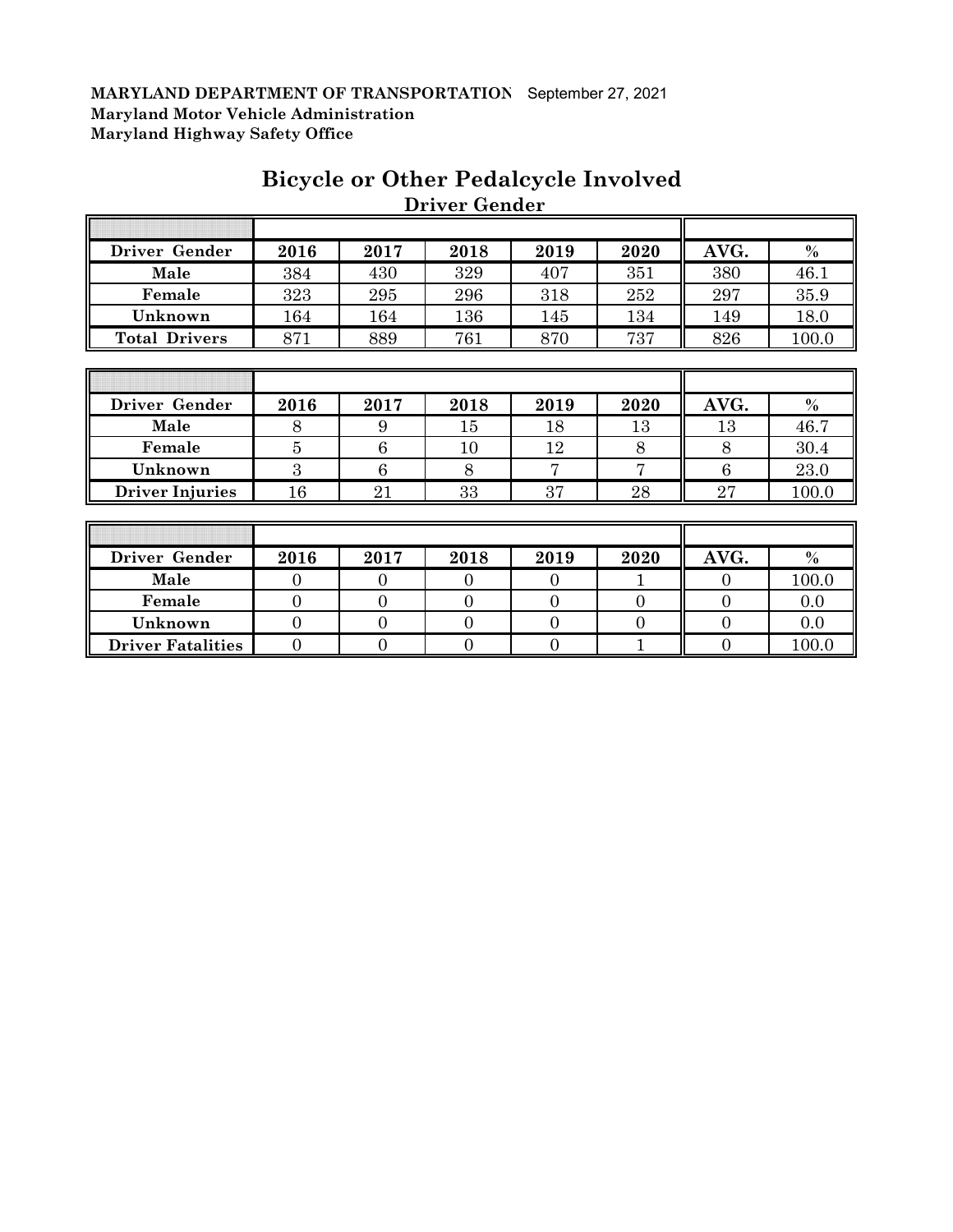**MARYLAND DEPARTMENT OF TRANSPORTATION** September 27, 2021
**Maryland Motor Vehicle Administration**
**Maryland Highway Safety Office**

# Bicycle or Other Pedalcycle Involved

## Driver Gender

| Driver Gender | 2016 | 2017 | 2018 | 2019 | 2020 | AVG. | % |
|---|---|---|---|---|---|---|---|
| **Male** | 384 | 430 | 329 | 407 | 351 | 380 | 46.1 |
| **Female** | 323 | 295 | 296 | 318 | 252 | 297 | 35.9 |
| **Unknown** | 164 | 164 | 136 | 145 | 134 | 149 | 18.0 |
| **Total Drivers** | 871 | 889 | 761 | 870 | 737 | 826 | 100.0 |

| Driver Gender | 2016 | 2017 | 2018 | 2019 | 2020 | AVG. | % |
|---|---|---|---|---|---|---|---|
| **Male** | 8 | 9 | 15 | 18 | 13 | 13 | 46.7 |
| **Female** | 5 | 6 | 10 | 12 | 8 | 8 | 30.4 |
| **Unknown** | 3 | 6 | 8 | 7 | 7 | 6 | 23.0 |
| **Driver Injuries** | 16 | 21 | 33 | 37 | 28 | 27 | 100.0 |

| Driver Gender | 2016 | 2017 | 2018 | 2019 | 2020 | AVG. | % |
|---|---|---|---|---|---|---|---|
| **Male** | 0 | 0 | 0 | 0 | 1 | 0 | 100.0 |
| **Female** | 0 | 0 | 0 | 0 | 0 | 0 | 0.0 |
| **Unknown** | 0 | 0 | 0 | 0 | 0 | 0 | 0.0 |
| **Driver Fatalities** | 0 | 0 | 0 | 0 | 1 | 0 | 100.0 |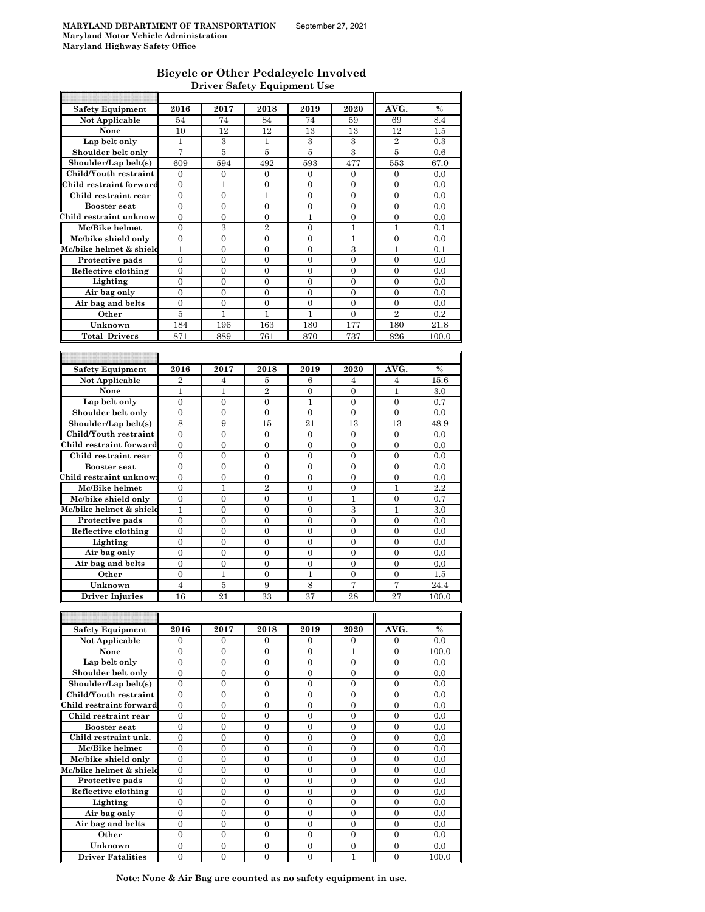**MARYLAND DEPARTMENT OF TRANSPORTATION** September 27, 2021
**Maryland Motor Vehicle Administration**
**Maryland Highway Safety Office**

## Bicycle or Other Pedalcycle Involved

### Driver Safety Equipment Use

| Safety Equipment | 2016 | 2017 | 2018 | 2019 | 2020 | AVG. | % |
|---|---|---|---|---|---|---|---|
| Not Applicable | 54 | 74 | 84 | 74 | 59 | 69 | 8.4 |
| None | 10 | 12 | 12 | 13 | 13 | 12 | 1.5 |
| Lap belt only | 1 | 3 | 1 | 3 | 3 | 2 | 0.3 |
| Shoulder belt only | 7 | 5 | 5 | 5 | 3 | 5 | 0.6 |
| Shoulder/Lap belt(s) | 609 | 594 | 492 | 593 | 477 | 553 | 67.0 |
| Child/Youth restraint | 0 | 0 | 0 | 0 | 0 | 0 | 0.0 |
| Child restraint forward | 0 | 1 | 0 | 0 | 0 | 0 | 0.0 |
| Child restraint rear | 0 | 0 | 1 | 0 | 0 | 0 | 0.0 |
| Booster seat | 0 | 0 | 0 | 0 | 0 | 0 | 0.0 |
| Child restraint unknown | 0 | 0 | 0 | 1 | 0 | 0 | 0.0 |
| Mc/Bike helmet | 0 | 3 | 2 | 0 | 1 | 1 | 0.1 |
| Mc/bike shield only | 0 | 0 | 0 | 0 | 1 | 0 | 0.0 |
| Mc/bike helmet & shield | 1 | 0 | 0 | 0 | 3 | 1 | 0.1 |
| Protective pads | 0 | 0 | 0 | 0 | 0 | 0 | 0.0 |
| Reflective clothing | 0 | 0 | 0 | 0 | 0 | 0 | 0.0 |
| Lighting | 0 | 0 | 0 | 0 | 0 | 0 | 0.0 |
| Air bag only | 0 | 0 | 0 | 0 | 0 | 0 | 0.0 |
| Air bag and belts | 0 | 0 | 0 | 0 | 0 | 0 | 0.0 |
| Other | 5 | 1 | 1 | 1 | 0 | 2 | 0.2 |
| Unknown | 184 | 196 | 163 | 180 | 177 | 180 | 21.8 |
| Total Drivers | 871 | 889 | 761 | 870 | 737 | 826 | 100.0 |

| Safety Equipment | 2016 | 2017 | 2018 | 2019 | 2020 | AVG. | % |
|---|---|---|---|---|---|---|---|
| Not Applicable | 2 | 4 | 5 | 6 | 4 | 4 | 15.6 |
| None | 1 | 1 | 2 | 0 | 0 | 1 | 3.0 |
| Lap belt only | 0 | 0 | 0 | 1 | 0 | 0 | 0.7 |
| Shoulder belt only | 0 | 0 | 0 | 0 | 0 | 0 | 0.0 |
| Shoulder/Lap belt(s) | 8 | 9 | 15 | 21 | 13 | 13 | 48.9 |
| Child/Youth restraint | 0 | 0 | 0 | 0 | 0 | 0 | 0.0 |
| Child restraint forward | 0 | 0 | 0 | 0 | 0 | 0 | 0.0 |
| Child restraint rear | 0 | 0 | 0 | 0 | 0 | 0 | 0.0 |
| Booster seat | 0 | 0 | 0 | 0 | 0 | 0 | 0.0 |
| Child restraint unknown | 0 | 0 | 0 | 0 | 0 | 0 | 0.0 |
| Mc/Bike helmet | 0 | 1 | 2 | 0 | 0 | 1 | 2.2 |
| Mc/bike shield only | 0 | 0 | 0 | 0 | 1 | 0 | 0.7 |
| Mc/bike helmet & shield | 1 | 0 | 0 | 0 | 3 | 1 | 3.0 |
| Protective pads | 0 | 0 | 0 | 0 | 0 | 0 | 0.0 |
| Reflective clothing | 0 | 0 | 0 | 0 | 0 | 0 | 0.0 |
| Lighting | 0 | 0 | 0 | 0 | 0 | 0 | 0.0 |
| Air bag only | 0 | 0 | 0 | 0 | 0 | 0 | 0.0 |
| Air bag and belts | 0 | 0 | 0 | 0 | 0 | 0 | 0.0 |
| Other | 0 | 1 | 0 | 1 | 0 | 0 | 1.5 |
| Unknown | 4 | 5 | 9 | 8 | 7 | 7 | 24.4 |
| Driver Injuries | 16 | 21 | 33 | 37 | 28 | 27 | 100.0 |

| Safety Equipment | 2016 | 2017 | 2018 | 2019 | 2020 | AVG. | % |
|---|---|---|---|---|---|---|---|
| Not Applicable | 0 | 0 | 0 | 0 | 0 | 0 | 0.0 |
| None | 0 | 0 | 0 | 0 | 1 | 0 | 100.0 |
| Lap belt only | 0 | 0 | 0 | 0 | 0 | 0 | 0.0 |
| Shoulder belt only | 0 | 0 | 0 | 0 | 0 | 0 | 0.0 |
| Shoulder/Lap belt(s) | 0 | 0 | 0 | 0 | 0 | 0 | 0.0 |
| Child/Youth restraint | 0 | 0 | 0 | 0 | 0 | 0 | 0.0 |
| Child restraint forward | 0 | 0 | 0 | 0 | 0 | 0 | 0.0 |
| Child restraint rear | 0 | 0 | 0 | 0 | 0 | 0 | 0.0 |
| Booster seat | 0 | 0 | 0 | 0 | 0 | 0 | 0.0 |
| Child restraint unk. | 0 | 0 | 0 | 0 | 0 | 0 | 0.0 |
| Mc/Bike helmet | 0 | 0 | 0 | 0 | 0 | 0 | 0.0 |
| Mc/bike shield only | 0 | 0 | 0 | 0 | 0 | 0 | 0.0 |
| Mc/bike helmet & shield | 0 | 0 | 0 | 0 | 0 | 0 | 0.0 |
| Protective pads | 0 | 0 | 0 | 0 | 0 | 0 | 0.0 |
| Reflective clothing | 0 | 0 | 0 | 0 | 0 | 0 | 0.0 |
| Lighting | 0 | 0 | 0 | 0 | 0 | 0 | 0.0 |
| Air bag only | 0 | 0 | 0 | 0 | 0 | 0 | 0.0 |
| Air bag and belts | 0 | 0 | 0 | 0 | 0 | 0 | 0.0 |
| Other | 0 | 0 | 0 | 0 | 0 | 0 | 0.0 |
| Unknown | 0 | 0 | 0 | 0 | 0 | 0 | 0.0 |
| Driver Fatalities | 0 | 0 | 0 | 0 | 1 | 0 | 100.0 |

**Note: None & Air Bag are counted as no safety equipment in use.**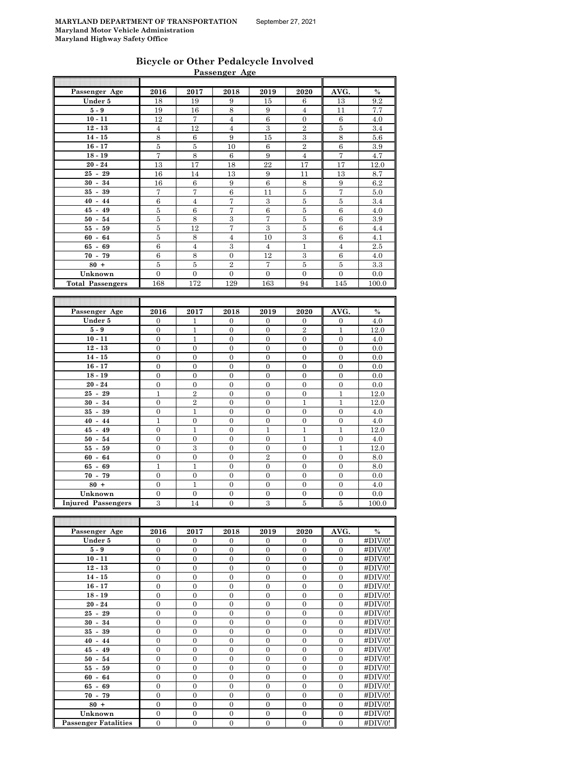MARYLAND DEPARTMENT OF TRANSPORTATION September 27, 2021
Maryland Motor Vehicle Administration
Maryland Highway Safety Office

## Bicycle or Other Pedalcycle Involved

### Passenger Age

| Passenger Age | 2016 | 2017 | 2018 | 2019 | 2020 | AVG. | % |
|---|---|---|---|---|---|---|---|
| Under 5 | 18 | 19 | 9 | 15 | 6 | 13 | 9.2 |
| 5 - 9 | 19 | 16 | 8 | 9 | 4 | 11 | 7.7 |
| 10 - 11 | 12 | 7 | 4 | 6 | 0 | 6 | 4.0 |
| 12 - 13 | 4 | 12 | 4 | 3 | 2 | 5 | 3.4 |
| 14 - 15 | 8 | 6 | 9 | 15 | 3 | 8 | 5.6 |
| 16 - 17 | 5 | 5 | 10 | 6 | 2 | 6 | 3.9 |
| 18 - 19 | 7 | 8 | 6 | 9 | 4 | 7 | 4.7 |
| 20 - 24 | 13 | 17 | 18 | 22 | 17 | 17 | 12.0 |
| 25 - 29 | 16 | 14 | 13 | 9 | 11 | 13 | 8.7 |
| 30 - 34 | 16 | 6 | 9 | 6 | 8 | 9 | 6.2 |
| 35 - 39 | 7 | 7 | 6 | 11 | 5 | 7 | 5.0 |
| 40 - 44 | 6 | 4 | 7 | 3 | 5 | 5 | 3.4 |
| 45 - 49 | 5 | 6 | 7 | 6 | 5 | 6 | 4.0 |
| 50 - 54 | 5 | 8 | 3 | 7 | 5 | 6 | 3.9 |
| 55 - 59 | 5 | 12 | 7 | 3 | 5 | 6 | 4.4 |
| 60 - 64 | 5 | 8 | 4 | 10 | 3 | 6 | 4.1 |
| 65 - 69 | 6 | 4 | 3 | 4 | 1 | 4 | 2.5 |
| 70 - 79 | 6 | 8 | 0 | 12 | 3 | 6 | 4.0 |
| 80 + | 5 | 5 | 2 | 7 | 5 | 5 | 3.3 |
| Unknown | 0 | 0 | 0 | 0 | 0 | 0 | 0.0 |
| Total Passengers | 168 | 172 | 129 | 163 | 94 | 145 | 100.0 |

| Passenger Age | 2016 | 2017 | 2018 | 2019 | 2020 | AVG. | % |
|---|---|---|---|---|---|---|---|
| Under 5 | 0 | 1 | 0 | 0 | 0 | 0 | 4.0 |
| 5 - 9 | 0 | 1 | 0 | 0 | 2 | 1 | 12.0 |
| 10 - 11 | 0 | 1 | 0 | 0 | 0 | 0 | 4.0 |
| 12 - 13 | 0 | 0 | 0 | 0 | 0 | 0 | 0.0 |
| 14 - 15 | 0 | 0 | 0 | 0 | 0 | 0 | 0.0 |
| 16 - 17 | 0 | 0 | 0 | 0 | 0 | 0 | 0.0 |
| 18 - 19 | 0 | 0 | 0 | 0 | 0 | 0 | 0.0 |
| 20 - 24 | 0 | 0 | 0 | 0 | 0 | 0 | 0.0 |
| 25 - 29 | 1 | 2 | 0 | 0 | 0 | 1 | 12.0 |
| 30 - 34 | 0 | 2 | 0 | 0 | 1 | 1 | 12.0 |
| 35 - 39 | 0 | 1 | 0 | 0 | 0 | 0 | 4.0 |
| 40 - 44 | 1 | 0 | 0 | 0 | 0 | 0 | 4.0 |
| 45 - 49 | 0 | 1 | 0 | 1 | 1 | 1 | 12.0 |
| 50 - 54 | 0 | 0 | 0 | 0 | 1 | 0 | 4.0 |
| 55 - 59 | 0 | 3 | 0 | 0 | 0 | 1 | 12.0 |
| 60 - 64 | 0 | 0 | 0 | 2 | 0 | 0 | 8.0 |
| 65 - 69 | 1 | 1 | 0 | 0 | 0 | 0 | 8.0 |
| 70 - 79 | 0 | 0 | 0 | 0 | 0 | 0 | 0.0 |
| 80 + | 0 | 1 | 0 | 0 | 0 | 0 | 4.0 |
| Unknown | 0 | 0 | 0 | 0 | 0 | 0 | 0.0 |
| Injured Passengers | 3 | 14 | 0 | 3 | 5 | 5 | 100.0 |

| Passenger Age | 2016 | 2017 | 2018 | 2019 | 2020 | AVG. | % |
|---|---|---|---|---|---|---|---|
| Under 5 | 0 | 0 | 0 | 0 | 0 | 0 | #DIV/0! |
| 5 - 9 | 0 | 0 | 0 | 0 | 0 | 0 | #DIV/0! |
| 10 - 11 | 0 | 0 | 0 | 0 | 0 | 0 | #DIV/0! |
| 12 - 13 | 0 | 0 | 0 | 0 | 0 | 0 | #DIV/0! |
| 14 - 15 | 0 | 0 | 0 | 0 | 0 | 0 | #DIV/0! |
| 16 - 17 | 0 | 0 | 0 | 0 | 0 | 0 | #DIV/0! |
| 18 - 19 | 0 | 0 | 0 | 0 | 0 | 0 | #DIV/0! |
| 20 - 24 | 0 | 0 | 0 | 0 | 0 | 0 | #DIV/0! |
| 25 - 29 | 0 | 0 | 0 | 0 | 0 | 0 | #DIV/0! |
| 30 - 34 | 0 | 0 | 0 | 0 | 0 | 0 | #DIV/0! |
| 35 - 39 | 0 | 0 | 0 | 0 | 0 | 0 | #DIV/0! |
| 40 - 44 | 0 | 0 | 0 | 0 | 0 | 0 | #DIV/0! |
| 45 - 49 | 0 | 0 | 0 | 0 | 0 | 0 | #DIV/0! |
| 50 - 54 | 0 | 0 | 0 | 0 | 0 | 0 | #DIV/0! |
| 55 - 59 | 0 | 0 | 0 | 0 | 0 | 0 | #DIV/0! |
| 60 - 64 | 0 | 0 | 0 | 0 | 0 | 0 | #DIV/0! |
| 65 - 69 | 0 | 0 | 0 | 0 | 0 | 0 | #DIV/0! |
| 70 - 79 | 0 | 0 | 0 | 0 | 0 | 0 | #DIV/0! |
| 80 + | 0 | 0 | 0 | 0 | 0 | 0 | #DIV/0! |
| Unknown | 0 | 0 | 0 | 0 | 0 | 0 | #DIV/0! |
| Passenger Fatalities | 0 | 0 | 0 | 0 | 0 | 0 | #DIV/0! |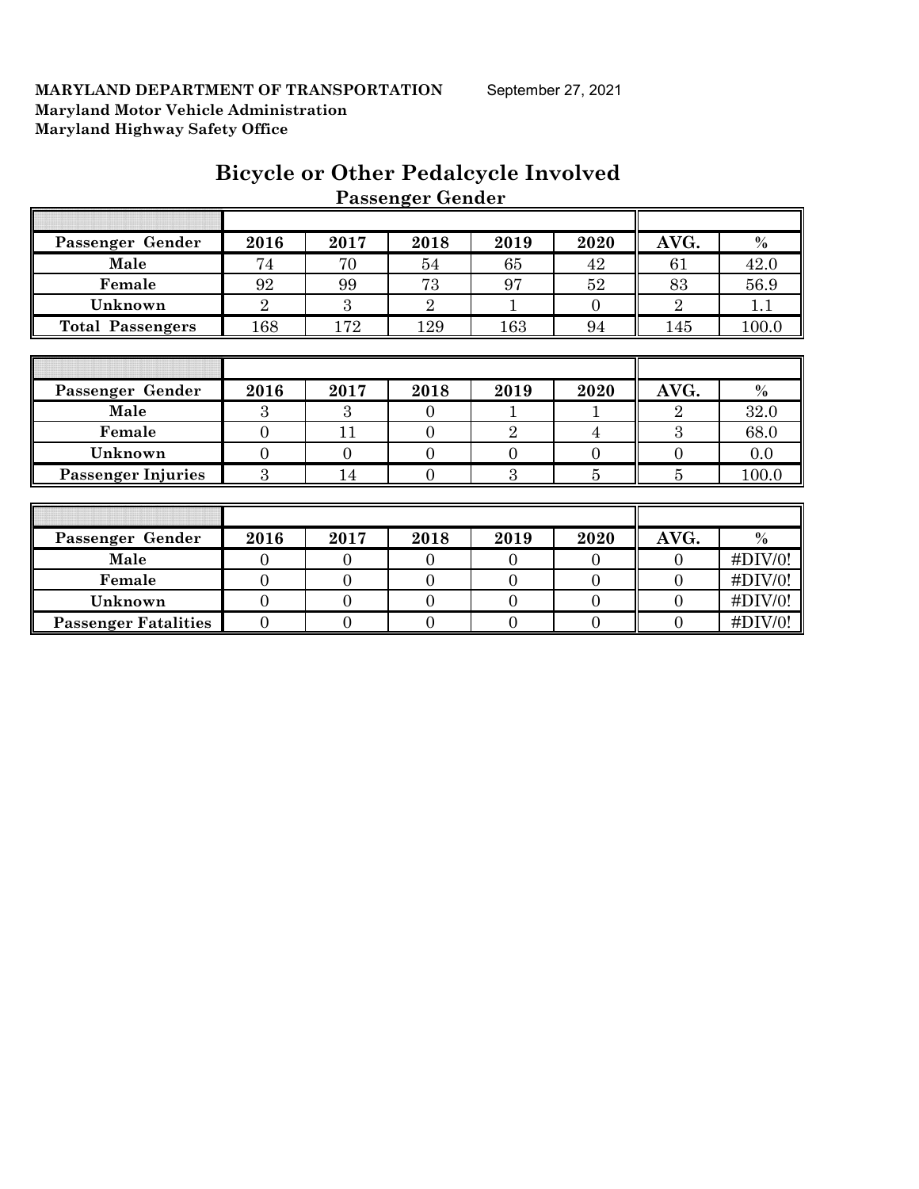MARYLAND DEPARTMENT OF TRANSPORTATION September 27, 2021
Maryland Motor Vehicle Administration
Maryland Highway Safety Office

# Bicycle or Other Pedalcycle Involved

## Passenger Gender

| Passenger Gender | 2016 | 2017 | 2018 | 2019 | 2020 | AVG. | % |
|---|---|---|---|---|---|---|---|
| Male | 74 | 70 | 54 | 65 | 42 | 61 | 42.0 |
| Female | 92 | 99 | 73 | 97 | 52 | 83 | 56.9 |
| Unknown | 2 | 3 | 2 | 1 | 0 | 2 | 1.1 |
| Total Passengers | 168 | 172 | 129 | 163 | 94 | 145 | 100.0 |

| Passenger Gender | 2016 | 2017 | 2018 | 2019 | 2020 | AVG. | % |
|---|---|---|---|---|---|---|---|
| Male | 3 | 3 | 0 | 1 | 1 | 2 | 32.0 |
| Female | 0 | 11 | 0 | 2 | 4 | 3 | 68.0 |
| Unknown | 0 | 0 | 0 | 0 | 0 | 0 | 0.0 |
| Passenger Injuries | 3 | 14 | 0 | 3 | 5 | 5 | 100.0 |

| Passenger Gender | 2016 | 2017 | 2018 | 2019 | 2020 | AVG. | % |
|---|---|---|---|---|---|---|---|
| Male | 0 | 0 | 0 | 0 | 0 | 0 | #DIV/0! |
| Female | 0 | 0 | 0 | 0 | 0 | 0 | #DIV/0! |
| Unknown | 0 | 0 | 0 | 0 | 0 | 0 | #DIV/0! |
| Passenger Fatalities | 0 | 0 | 0 | 0 | 0 | 0 | #DIV/0! |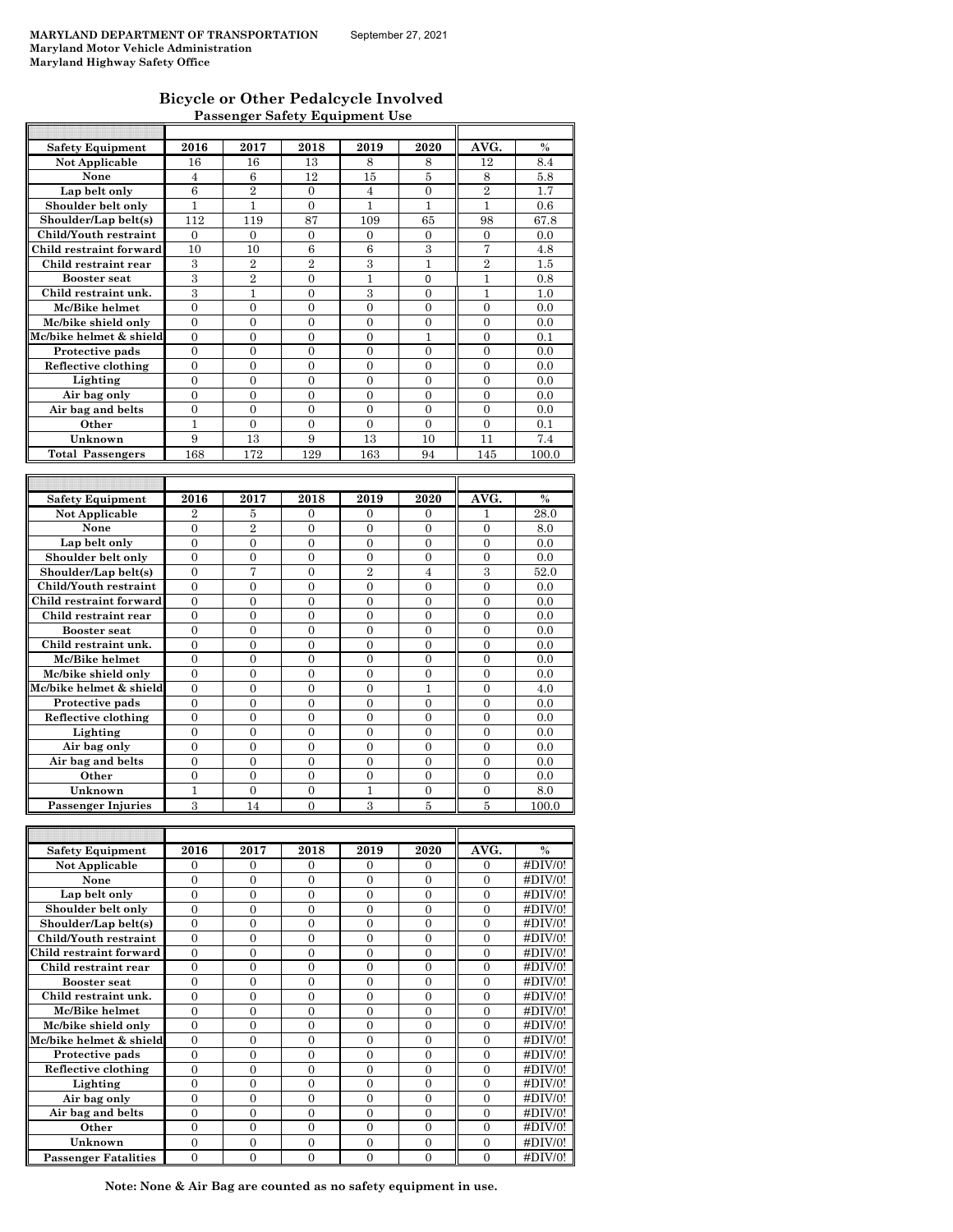**MARYLAND DEPARTMENT OF TRANSPORTATION** September 27, 2021
**Maryland Motor Vehicle Administration**
**Maryland Highway Safety Office**

## Bicycle or Other Pedalcycle Involved

### Passenger Safety Equipment Use

| Safety Equipment | 2016 | 2017 | 2018 | 2019 | 2020 | AVG. | % |
|---|---|---|---|---|---|---|---|
| Not Applicable | 16 | 16 | 13 | 8 | 8 | 12 | 8.4 |
| None | 4 | 6 | 12 | 15 | 5 | 8 | 5.8 |
| Lap belt only | 6 | 2 | 0 | 4 | 0 | 2 | 1.7 |
| Shoulder belt only | 1 | 1 | 0 | 1 | 1 | 1 | 0.6 |
| Shoulder/Lap belt(s) | 112 | 119 | 87 | 109 | 65 | 98 | 67.8 |
| Child/Youth restraint | 0 | 0 | 0 | 0 | 0 | 0 | 0.0 |
| Child restraint forward | 10 | 10 | 6 | 6 | 3 | 7 | 4.8 |
| Child restraint rear | 3 | 2 | 2 | 3 | 1 | 2 | 1.5 |
| Booster seat | 3 | 2 | 0 | 1 | 0 | 1 | 0.8 |
| Child restraint unk. | 3 | 1 | 0 | 3 | 0 | 1 | 1.0 |
| Mc/Bike helmet | 0 | 0 | 0 | 0 | 0 | 0 | 0.0 |
| Mc/bike shield only | 0 | 0 | 0 | 0 | 0 | 0 | 0.0 |
| Mc/bike helmet & shield | 0 | 0 | 0 | 0 | 1 | 0 | 0.1 |
| Protective pads | 0 | 0 | 0 | 0 | 0 | 0 | 0.0 |
| Reflective clothing | 0 | 0 | 0 | 0 | 0 | 0 | 0.0 |
| Lighting | 0 | 0 | 0 | 0 | 0 | 0 | 0.0 |
| Air bag only | 0 | 0 | 0 | 0 | 0 | 0 | 0.0 |
| Air bag and belts | 0 | 0 | 0 | 0 | 0 | 0 | 0.0 |
| Other | 1 | 0 | 0 | 0 | 0 | 0 | 0.1 |
| Unknown | 9 | 13 | 9 | 13 | 10 | 11 | 7.4 |
| Total Passengers | 168 | 172 | 129 | 163 | 94 | 145 | 100.0 |

| Safety Equipment | 2016 | 2017 | 2018 | 2019 | 2020 | AVG. | % |
|---|---|---|---|---|---|---|---|
| Not Applicable | 2 | 5 | 0 | 0 | 0 | 1 | 28.0 |
| None | 0 | 2 | 0 | 0 | 0 | 0 | 8.0 |
| Lap belt only | 0 | 0 | 0 | 0 | 0 | 0 | 0.0 |
| Shoulder belt only | 0 | 0 | 0 | 0 | 0 | 0 | 0.0 |
| Shoulder/Lap belt(s) | 0 | 7 | 0 | 2 | 4 | 3 | 52.0 |
| Child/Youth restraint | 0 | 0 | 0 | 0 | 0 | 0 | 0.0 |
| Child restraint forward | 0 | 0 | 0 | 0 | 0 | 0 | 0.0 |
| Child restraint rear | 0 | 0 | 0 | 0 | 0 | 0 | 0.0 |
| Booster seat | 0 | 0 | 0 | 0 | 0 | 0 | 0.0 |
| Child restraint unk. | 0 | 0 | 0 | 0 | 0 | 0 | 0.0 |
| Mc/Bike helmet | 0 | 0 | 0 | 0 | 0 | 0 | 0.0 |
| Mc/bike shield only | 0 | 0 | 0 | 0 | 0 | 0 | 0.0 |
| Mc/bike helmet & shield | 0 | 0 | 0 | 0 | 1 | 0 | 4.0 |
| Protective pads | 0 | 0 | 0 | 0 | 0 | 0 | 0.0 |
| Reflective clothing | 0 | 0 | 0 | 0 | 0 | 0 | 0.0 |
| Lighting | 0 | 0 | 0 | 0 | 0 | 0 | 0.0 |
| Air bag only | 0 | 0 | 0 | 0 | 0 | 0 | 0.0 |
| Air bag and belts | 0 | 0 | 0 | 0 | 0 | 0 | 0.0 |
| Other | 0 | 0 | 0 | 0 | 0 | 0 | 0.0 |
| Unknown | 1 | 0 | 0 | 1 | 0 | 0 | 8.0 |
| Passenger Injuries | 3 | 14 | 0 | 3 | 5 | 5 | 100.0 |

| Safety Equipment | 2016 | 2017 | 2018 | 2019 | 2020 | AVG. | % |
|---|---|---|---|---|---|---|---|
| Not Applicable | 0 | 0 | 0 | 0 | 0 | 0 | #DIV/0! |
| None | 0 | 0 | 0 | 0 | 0 | 0 | #DIV/0! |
| Lap belt only | 0 | 0 | 0 | 0 | 0 | 0 | #DIV/0! |
| Shoulder belt only | 0 | 0 | 0 | 0 | 0 | 0 | #DIV/0! |
| Shoulder/Lap belt(s) | 0 | 0 | 0 | 0 | 0 | 0 | #DIV/0! |
| Child/Youth restraint | 0 | 0 | 0 | 0 | 0 | 0 | #DIV/0! |
| Child restraint forward | 0 | 0 | 0 | 0 | 0 | 0 | #DIV/0! |
| Child restraint rear | 0 | 0 | 0 | 0 | 0 | 0 | #DIV/0! |
| Booster seat | 0 | 0 | 0 | 0 | 0 | 0 | #DIV/0! |
| Child restraint unk. | 0 | 0 | 0 | 0 | 0 | 0 | #DIV/0! |
| Mc/Bike helmet | 0 | 0 | 0 | 0 | 0 | 0 | #DIV/0! |
| Mc/bike shield only | 0 | 0 | 0 | 0 | 0 | 0 | #DIV/0! |
| Mc/bike helmet & shield | 0 | 0 | 0 | 0 | 0 | 0 | #DIV/0! |
| Protective pads | 0 | 0 | 0 | 0 | 0 | 0 | #DIV/0! |
| Reflective clothing | 0 | 0 | 0 | 0 | 0 | 0 | #DIV/0! |
| Lighting | 0 | 0 | 0 | 0 | 0 | 0 | #DIV/0! |
| Air bag only | 0 | 0 | 0 | 0 | 0 | 0 | #DIV/0! |
| Air bag and belts | 0 | 0 | 0 | 0 | 0 | 0 | #DIV/0! |
| Other | 0 | 0 | 0 | 0 | 0 | 0 | #DIV/0! |
| Unknown | 0 | 0 | 0 | 0 | 0 | 0 | #DIV/0! |
| Passenger Fatalities | 0 | 0 | 0 | 0 | 0 | 0 | #DIV/0! |

**Note: None & Air Bag are counted as no safety equipment in use.**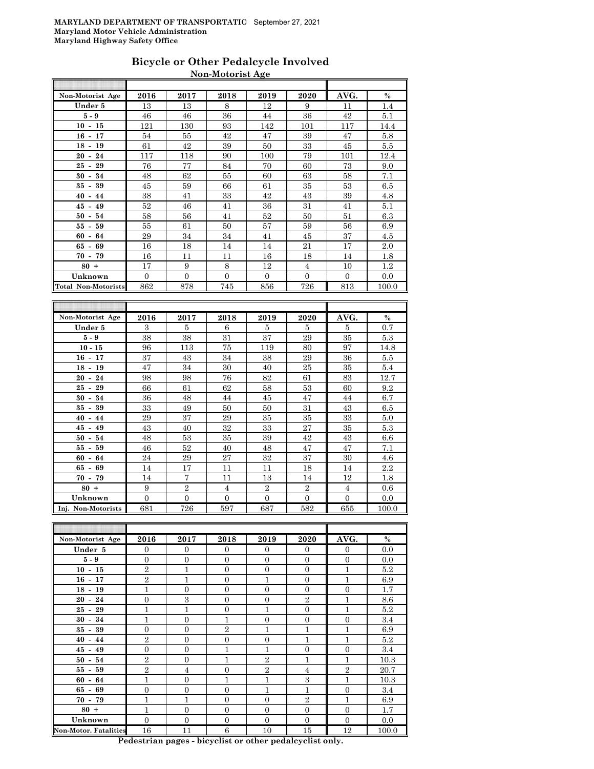MARYLAND DEPARTMENT OF TRANSPORTATIO September 27, 2021
Maryland Motor Vehicle Administration
Maryland Highway Safety Office

## Bicycle or Other Pedalcycle Involved

### Non-Motorist Age

| Non-Motorist Age | 2016 | 2017 | 2018 | 2019 | 2020 | AVG. | % |
|---|---|---|---|---|---|---|---|
| Under 5 | 13 | 13 | 8 | 12 | 9 | 11 | 1.4 |
| 5 - 9 | 46 | 46 | 36 | 44 | 36 | 42 | 5.1 |
| 10 - 15 | 121 | 130 | 93 | 142 | 101 | 117 | 14.4 |
| 16 - 17 | 54 | 55 | 42 | 47 | 39 | 47 | 5.8 |
| 18 - 19 | 61 | 42 | 39 | 50 | 33 | 45 | 5.5 |
| 20 - 24 | 117 | 118 | 90 | 100 | 79 | 101 | 12.4 |
| 25 - 29 | 76 | 77 | 84 | 70 | 60 | 73 | 9.0 |
| 30 - 34 | 48 | 62 | 55 | 60 | 63 | 58 | 7.1 |
| 35 - 39 | 45 | 59 | 66 | 61 | 35 | 53 | 6.5 |
| 40 - 44 | 38 | 41 | 33 | 42 | 43 | 39 | 4.8 |
| 45 - 49 | 52 | 46 | 41 | 36 | 31 | 41 | 5.1 |
| 50 - 54 | 58 | 56 | 41 | 52 | 50 | 51 | 6.3 |
| 55 - 59 | 55 | 61 | 50 | 57 | 59 | 56 | 6.9 |
| 60 - 64 | 29 | 34 | 34 | 41 | 45 | 37 | 4.5 |
| 65 - 69 | 16 | 18 | 14 | 14 | 21 | 17 | 2.0 |
| 70 - 79 | 16 | 11 | 11 | 16 | 18 | 14 | 1.8 |
| 80 + | 17 | 9 | 8 | 12 | 4 | 10 | 1.2 |
| Unknown | 0 | 0 | 0 | 0 | 0 | 0 | 0.0 |
| Total Non-Motorists | 862 | 878 | 745 | 856 | 726 | 813 | 100.0 |

| Non-Motorist Age | 2016 | 2017 | 2018 | 2019 | 2020 | AVG. | % |
|---|---|---|---|---|---|---|---|
| Under 5 | 3 | 5 | 6 | 5 | 5 | 5 | 0.7 |
| 5 - 9 | 38 | 38 | 31 | 37 | 29 | 35 | 5.3 |
| 10 - 15 | 96 | 113 | 75 | 119 | 80 | 97 | 14.8 |
| 16 - 17 | 37 | 43 | 34 | 38 | 29 | 36 | 5.5 |
| 18 - 19 | 47 | 34 | 30 | 40 | 25 | 35 | 5.4 |
| 20 - 24 | 98 | 98 | 76 | 82 | 61 | 83 | 12.7 |
| 25 - 29 | 66 | 61 | 62 | 58 | 53 | 60 | 9.2 |
| 30 - 34 | 36 | 48 | 44 | 45 | 47 | 44 | 6.7 |
| 35 - 39 | 33 | 49 | 50 | 50 | 31 | 43 | 6.5 |
| 40 - 44 | 29 | 37 | 29 | 35 | 35 | 33 | 5.0 |
| 45 - 49 | 43 | 40 | 32 | 33 | 27 | 35 | 5.3 |
| 50 - 54 | 48 | 53 | 35 | 39 | 42 | 43 | 6.6 |
| 55 - 59 | 46 | 52 | 40 | 48 | 47 | 47 | 7.1 |
| 60 - 64 | 24 | 29 | 27 | 32 | 37 | 30 | 4.6 |
| 65 - 69 | 14 | 17 | 11 | 11 | 18 | 14 | 2.2 |
| 70 - 79 | 14 | 7 | 11 | 13 | 14 | 12 | 1.8 |
| 80 + | 9 | 2 | 4 | 2 | 2 | 4 | 0.6 |
| Unknown | 0 | 0 | 0 | 0 | 0 | 0 | 0.0 |
| Inj. Non-Motorists | 681 | 726 | 597 | 687 | 582 | 655 | 100.0 |

| Non-Motorist Age | 2016 | 2017 | 2018 | 2019 | 2020 | AVG. | % |
|---|---|---|---|---|---|---|---|
| Under 5 | 0 | 0 | 0 | 0 | 0 | 0 | 0.0 |
| 5 - 9 | 0 | 0 | 0 | 0 | 0 | 0 | 0.0 |
| 10 - 15 | 2 | 1 | 0 | 0 | 0 | 1 | 5.2 |
| 16 - 17 | 2 | 1 | 0 | 1 | 0 | 1 | 6.9 |
| 18 - 19 | 1 | 0 | 0 | 0 | 0 | 0 | 1.7 |
| 20 - 24 | 0 | 3 | 0 | 0 | 2 | 1 | 8.6 |
| 25 - 29 | 1 | 1 | 0 | 1 | 0 | 1 | 5.2 |
| 30 - 34 | 1 | 0 | 1 | 0 | 0 | 0 | 3.4 |
| 35 - 39 | 0 | 0 | 2 | 1 | 1 | 1 | 6.9 |
| 40 - 44 | 2 | 0 | 0 | 0 | 1 | 1 | 5.2 |
| 45 - 49 | 0 | 0 | 1 | 1 | 0 | 0 | 3.4 |
| 50 - 54 | 2 | 0 | 1 | 2 | 1 | 1 | 10.3 |
| 55 - 59 | 2 | 4 | 0 | 2 | 4 | 2 | 20.7 |
| 60 - 64 | 1 | 0 | 1 | 1 | 3 | 1 | 10.3 |
| 65 - 69 | 0 | 0 | 0 | 1 | 1 | 0 | 3.4 |
| 70 - 79 | 1 | 1 | 0 | 0 | 2 | 1 | 6.9 |
| 80 + | 1 | 0 | 0 | 0 | 0 | 0 | 1.7 |
| Unknown | 0 | 0 | 0 | 0 | 0 | 0 | 0.0 |
| Non-Motor. Fatalities | 16 | 11 | 6 | 10 | 15 | 12 | 100.0 |

**Pedestrian pages - bicyclist or other pedalcyclist only.**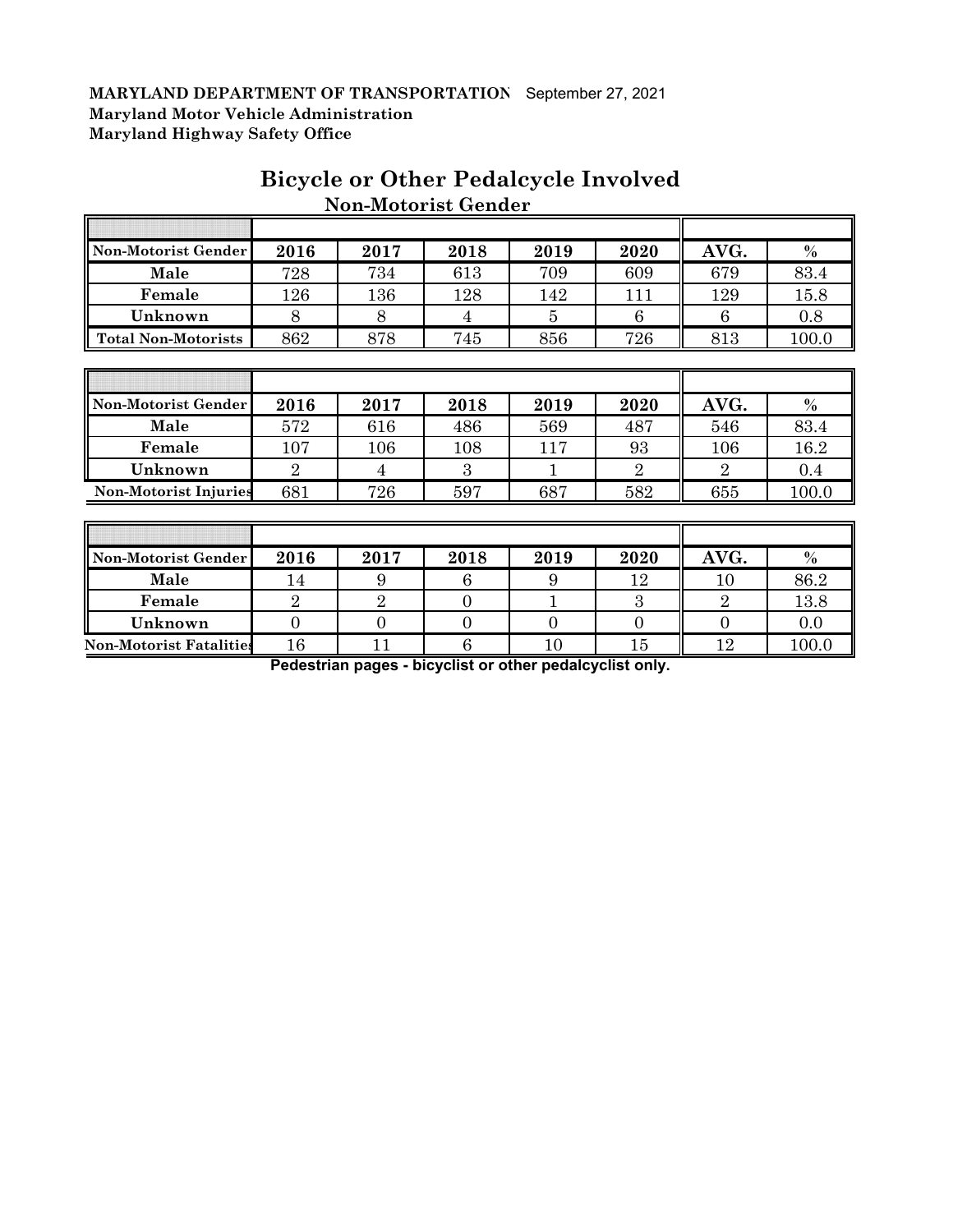**MARYLAND DEPARTMENT OF TRANSPORTATION** September 27, 2021
**Maryland Motor Vehicle Administration**
**Maryland Highway Safety Office**

# Bicycle or Other Pedalcycle Involved

## Non-Motorist Gender

| Non-Motorist Gender | 2016 | 2017 | 2018 | 2019 | 2020 | AVG. | % |
|---|---|---|---|---|---|---|---|
| Male | 728 | 734 | 613 | 709 | 609 | 679 | 83.4 |
| Female | 126 | 136 | 128 | 142 | 111 | 129 | 15.8 |
| Unknown | 8 | 8 | 4 | 5 | 6 | 6 | 0.8 |
| Total Non-Motorists | 862 | 878 | 745 | 856 | 726 | 813 | 100.0 |

| Non-Motorist Gender | 2016 | 2017 | 2018 | 2019 | 2020 | AVG. | % |
|---|---|---|---|---|---|---|---|
| Male | 572 | 616 | 486 | 569 | 487 | 546 | 83.4 |
| Female | 107 | 106 | 108 | 117 | 93 | 106 | 16.2 |
| Unknown | 2 | 4 | 3 | 1 | 2 | 2 | 0.4 |
| Non-Motorist Injuries | 681 | 726 | 597 | 687 | 582 | 655 | 100.0 |

| Non-Motorist Gender | 2016 | 2017 | 2018 | 2019 | 2020 | AVG. | % |
|---|---|---|---|---|---|---|---|
| Male | 14 | 9 | 6 | 9 | 12 | 10 | 86.2 |
| Female | 2 | 2 | 0 | 1 | 3 | 2 | 13.8 |
| Unknown | 0 | 0 | 0 | 0 | 0 | 0 | 0.0 |
| Non-Motorist Fatalities | 16 | 11 | 6 | 10 | 15 | 12 | 100.0 |

**Pedestrian pages - bicyclist or other pedalcyclist only.**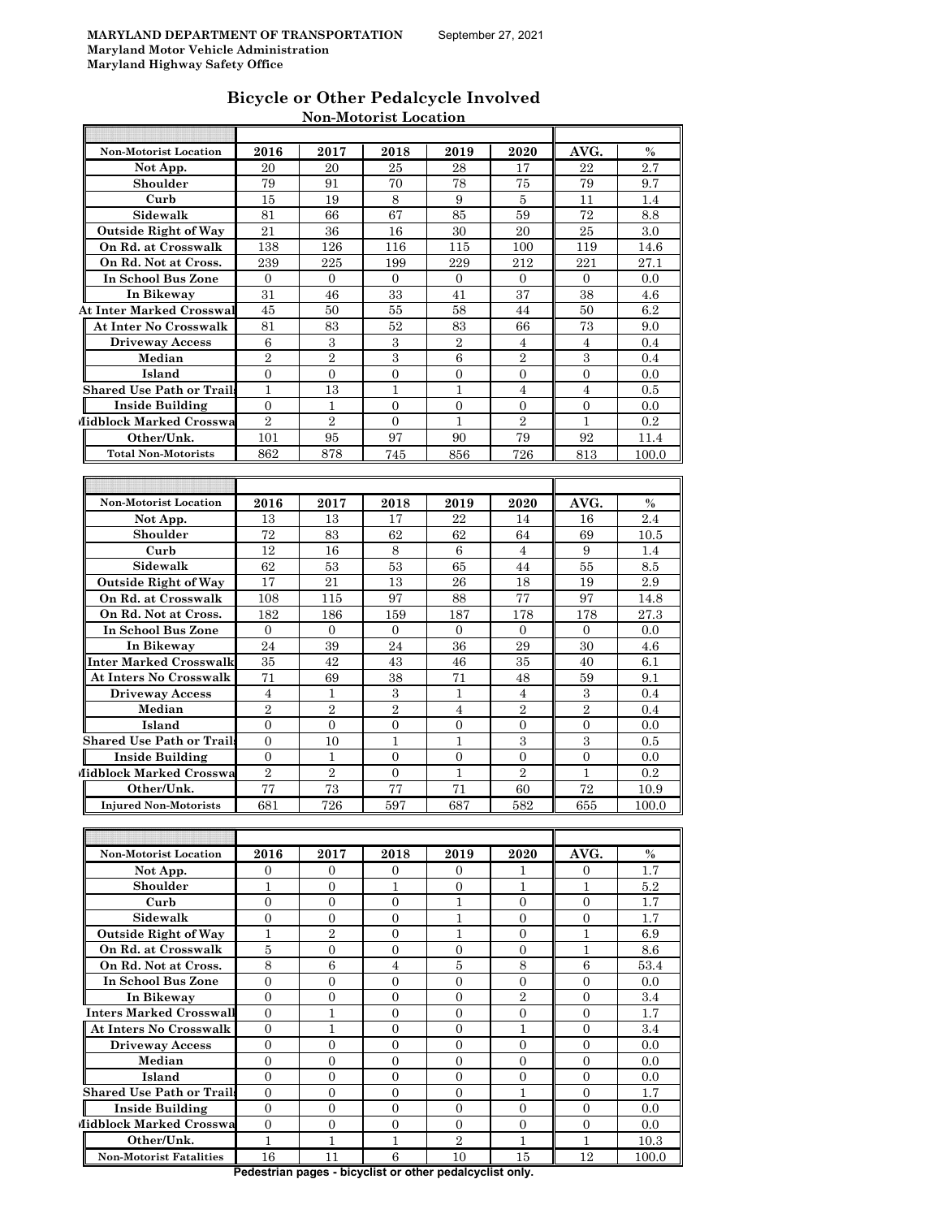**MARYLAND DEPARTMENT OF TRANSPORTATION** September 27, 2021
**Maryland Motor Vehicle Administration**
**Maryland Highway Safety Office**

## Bicycle or Other Pedalcycle Involved

### Non-Motorist Location

| Non-Motorist Location | 2016 | 2017 | 2018 | 2019 | 2020 | AVG. | % |
|---|---|---|---|---|---|---|---|
| Not App. | 20 | 20 | 25 | 28 | 17 | 22 | 2.7 |
| Shoulder | 79 | 91 | 70 | 78 | 75 | 79 | 9.7 |
| Curb | 15 | 19 | 8 | 9 | 5 | 11 | 1.4 |
| Sidewalk | 81 | 66 | 67 | 85 | 59 | 72 | 8.8 |
| Outside Right of Way | 21 | 36 | 16 | 30 | 20 | 25 | 3.0 |
| On Rd. at Crosswalk | 138 | 126 | 116 | 115 | 100 | 119 | 14.6 |
| On Rd. Not at Cross. | 239 | 225 | 199 | 229 | 212 | 221 | 27.1 |
| In School Bus Zone | 0 | 0 | 0 | 0 | 0 | 0 | 0.0 |
| In Bikeway | 31 | 46 | 33 | 41 | 37 | 38 | 4.6 |
| At Inter Marked Crosswal | 45 | 50 | 55 | 58 | 44 | 50 | 6.2 |
| At Inter No Crosswalk | 81 | 83 | 52 | 83 | 66 | 73 | 9.0 |
| Driveway Access | 6 | 3 | 3 | 2 | 4 | 4 | 0.4 |
| Median | 2 | 2 | 3 | 6 | 2 | 3 | 0.4 |
| Island | 0 | 0 | 0 | 0 | 0 | 0 | 0.0 |
| Shared Use Path or Trail | 1 | 13 | 1 | 1 | 4 | 4 | 0.5 |
| Inside Building | 0 | 1 | 0 | 0 | 0 | 0 | 0.0 |
| Midblock Marked Crosswa | 2 | 2 | 0 | 1 | 2 | 1 | 0.2 |
| Other/Unk. | 101 | 95 | 97 | 90 | 79 | 92 | 11.4 |
| Total Non-Motorists | 862 | 878 | 745 | 856 | 726 | 813 | 100.0 |

| Non-Motorist Location | 2016 | 2017 | 2018 | 2019 | 2020 | AVG. | % |
|---|---|---|---|---|---|---|---|
| Not App. | 13 | 13 | 17 | 22 | 14 | 16 | 2.4 |
| Shoulder | 72 | 83 | 62 | 62 | 64 | 69 | 10.5 |
| Curb | 12 | 16 | 8 | 6 | 4 | 9 | 1.4 |
| Sidewalk | 62 | 53 | 53 | 65 | 44 | 55 | 8.5 |
| Outside Right of Way | 17 | 21 | 13 | 26 | 18 | 19 | 2.9 |
| On Rd. at Crosswalk | 108 | 115 | 97 | 88 | 77 | 97 | 14.8 |
| On Rd. Not at Cross. | 182 | 186 | 159 | 187 | 178 | 178 | 27.3 |
| In School Bus Zone | 0 | 0 | 0 | 0 | 0 | 0 | 0.0 |
| In Bikeway | 24 | 39 | 24 | 36 | 29 | 30 | 4.6 |
| Inter Marked Crosswalk | 35 | 42 | 43 | 46 | 35 | 40 | 6.1 |
| At Inters No Crosswalk | 71 | 69 | 38 | 71 | 48 | 59 | 9.1 |
| Driveway Access | 4 | 1 | 3 | 1 | 4 | 3 | 0.4 |
| Median | 2 | 2 | 2 | 4 | 2 | 2 | 0.4 |
| Island | 0 | 0 | 0 | 0 | 0 | 0 | 0.0 |
| Shared Use Path or Trail | 0 | 10 | 1 | 1 | 3 | 3 | 0.5 |
| Inside Building | 0 | 1 | 0 | 0 | 0 | 0 | 0.0 |
| Midblock Marked Crosswa | 2 | 2 | 0 | 1 | 2 | 1 | 0.2 |
| Other/Unk. | 77 | 73 | 77 | 71 | 60 | 72 | 10.9 |
| Injured Non-Motorists | 681 | 726 | 597 | 687 | 582 | 655 | 100.0 |

| Non-Motorist Location | 2016 | 2017 | 2018 | 2019 | 2020 | AVG. | % |
|---|---|---|---|---|---|---|---|
| Not App. | 0 | 0 | 0 | 0 | 1 | 0 | 1.7 |
| Shoulder | 1 | 0 | 1 | 0 | 1 | 1 | 5.2 |
| Curb | 0 | 0 | 0 | 1 | 0 | 0 | 1.7 |
| Sidewalk | 0 | 0 | 0 | 1 | 0 | 0 | 1.7 |
| Outside Right of Way | 1 | 2 | 0 | 1 | 0 | 1 | 6.9 |
| On Rd. at Crosswalk | 5 | 0 | 0 | 0 | 0 | 1 | 8.6 |
| On Rd. Not at Cross. | 8 | 6 | 4 | 5 | 8 | 6 | 53.4 |
| In School Bus Zone | 0 | 0 | 0 | 0 | 0 | 0 | 0.0 |
| In Bikeway | 0 | 0 | 0 | 0 | 2 | 0 | 3.4 |
| Inters Marked Crosswall | 0 | 1 | 0 | 0 | 0 | 0 | 1.7 |
| At Inters No Crosswalk | 0 | 1 | 0 | 0 | 1 | 0 | 3.4 |
| Driveway Access | 0 | 0 | 0 | 0 | 0 | 0 | 0.0 |
| Median | 0 | 0 | 0 | 0 | 0 | 0 | 0.0 |
| Island | 0 | 0 | 0 | 0 | 0 | 0 | 0.0 |
| Shared Use Path or Trail | 0 | 0 | 0 | 0 | 1 | 0 | 1.7 |
| Inside Building | 0 | 0 | 0 | 0 | 0 | 0 | 0.0 |
| Midblock Marked Crosswa | 0 | 0 | 0 | 0 | 0 | 0 | 0.0 |
| Other/Unk. | 1 | 1 | 1 | 2 | 1 | 1 | 10.3 |
| Non-Motorist Fatalities | 16 | 11 | 6 | 10 | 15 | 12 | 100.0 |

**Pedestrian pages - bicyclist or other pedalcyclist only.**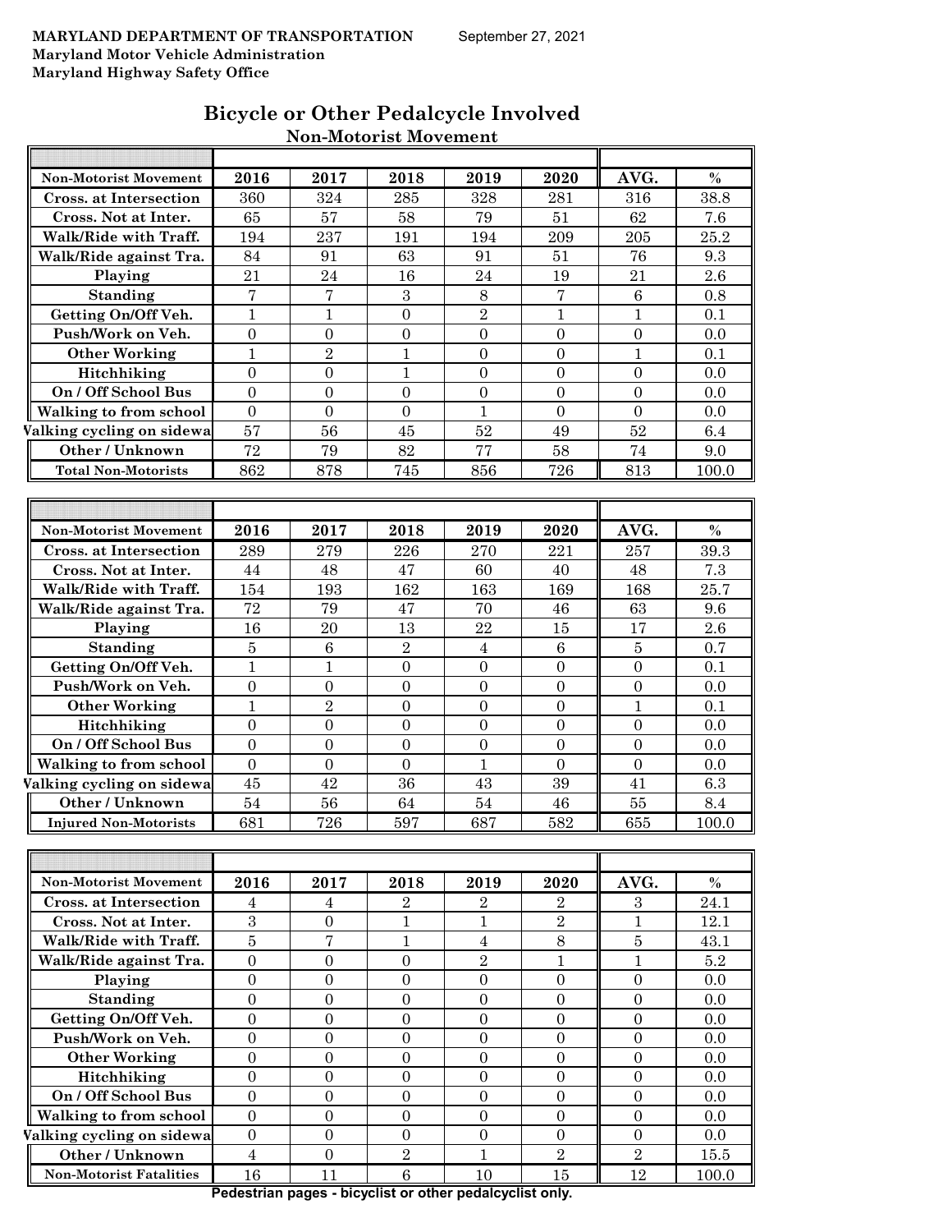**MARYLAND DEPARTMENT OF TRANSPORTATION** September 27, 2021
**Maryland Motor Vehicle Administration**
**Maryland Highway Safety Office**

## Bicycle or Other Pedalcycle Involved

### Non-Motorist Movement

| Non-Motorist Movement | 2016 | 2017 | 2018 | 2019 | 2020 | AVG. | % |
|---|---|---|---|---|---|---|---|
| Cross. at Intersection | 360 | 324 | 285 | 328 | 281 | 316 | 38.8 |
| Cross. Not at Inter. | 65 | 57 | 58 | 79 | 51 | 62 | 7.6 |
| Walk/Ride with Traff. | 194 | 237 | 191 | 194 | 209 | 205 | 25.2 |
| Walk/Ride against Tra. | 84 | 91 | 63 | 91 | 51 | 76 | 9.3 |
| Playing | 21 | 24 | 16 | 24 | 19 | 21 | 2.6 |
| Standing | 7 | 7 | 3 | 8 | 7 | 6 | 0.8 |
| Getting On/Off Veh. | 1 | 1 | 0 | 2 | 1 | 1 | 0.1 |
| Push/Work on Veh. | 0 | 0 | 0 | 0 | 0 | 0 | 0.0 |
| Other Working | 1 | 2 | 1 | 0 | 0 | 1 | 0.1 |
| Hitchhiking | 0 | 0 | 1 | 0 | 0 | 0 | 0.0 |
| On / Off School Bus | 0 | 0 | 0 | 0 | 0 | 0 | 0.0 |
| Walking to from school | 0 | 0 | 0 | 1 | 0 | 0 | 0.0 |
| Walking cycling on sidewa | 57 | 56 | 45 | 52 | 49 | 52 | 6.4 |
| Other / Unknown | 72 | 79 | 82 | 77 | 58 | 74 | 9.0 |
| Total Non-Motorists | 862 | 878 | 745 | 856 | 726 | 813 | 100.0 |

| Non-Motorist Movement | 2016 | 2017 | 2018 | 2019 | 2020 | AVG. | % |
|---|---|---|---|---|---|---|---|
| Cross. at Intersection | 289 | 279 | 226 | 270 | 221 | 257 | 39.3 |
| Cross. Not at Inter. | 44 | 48 | 47 | 60 | 40 | 48 | 7.3 |
| Walk/Ride with Traff. | 154 | 193 | 162 | 163 | 169 | 168 | 25.7 |
| Walk/Ride against Tra. | 72 | 79 | 47 | 70 | 46 | 63 | 9.6 |
| Playing | 16 | 20 | 13 | 22 | 15 | 17 | 2.6 |
| Standing | 5 | 6 | 2 | 4 | 6 | 5 | 0.7 |
| Getting On/Off Veh. | 1 | 1 | 0 | 0 | 0 | 0 | 0.1 |
| Push/Work on Veh. | 0 | 0 | 0 | 0 | 0 | 0 | 0.0 |
| Other Working | 1 | 2 | 0 | 0 | 0 | 1 | 0.1 |
| Hitchhiking | 0 | 0 | 0 | 0 | 0 | 0 | 0.0 |
| On / Off School Bus | 0 | 0 | 0 | 0 | 0 | 0 | 0.0 |
| Walking to from school | 0 | 0 | 0 | 1 | 0 | 0 | 0.0 |
| Walking cycling on sidewa | 45 | 42 | 36 | 43 | 39 | 41 | 6.3 |
| Other / Unknown | 54 | 56 | 64 | 54 | 46 | 55 | 8.4 |
| Injured Non-Motorists | 681 | 726 | 597 | 687 | 582 | 655 | 100.0 |

| Non-Motorist Movement | 2016 | 2017 | 2018 | 2019 | 2020 | AVG. | % |
|---|---|---|---|---|---|---|---|
| Cross. at Intersection | 4 | 4 | 2 | 2 | 2 | 3 | 24.1 |
| Cross. Not at Inter. | 3 | 0 | 1 | 1 | 2 | 1 | 12.1 |
| Walk/Ride with Traff. | 5 | 7 | 1 | 4 | 8 | 5 | 43.1 |
| Walk/Ride against Tra. | 0 | 0 | 0 | 2 | 1 | 1 | 5.2 |
| Playing | 0 | 0 | 0 | 0 | 0 | 0 | 0.0 |
| Standing | 0 | 0 | 0 | 0 | 0 | 0 | 0.0 |
| Getting On/Off Veh. | 0 | 0 | 0 | 0 | 0 | 0 | 0.0 |
| Push/Work on Veh. | 0 | 0 | 0 | 0 | 0 | 0 | 0.0 |
| Other Working | 0 | 0 | 0 | 0 | 0 | 0 | 0.0 |
| Hitchhiking | 0 | 0 | 0 | 0 | 0 | 0 | 0.0 |
| On / Off School Bus | 0 | 0 | 0 | 0 | 0 | 0 | 0.0 |
| Walking to from school | 0 | 0 | 0 | 0 | 0 | 0 | 0.0 |
| Walking cycling on sidewa | 0 | 0 | 0 | 0 | 0 | 0 | 0.0 |
| Other / Unknown | 4 | 0 | 2 | 1 | 2 | 2 | 15.5 |
| Non-Motorist Fatalities | 16 | 11 | 6 | 10 | 15 | 12 | 100.0 |

**Pedestrian pages - bicyclist or other pedalcyclist only.**